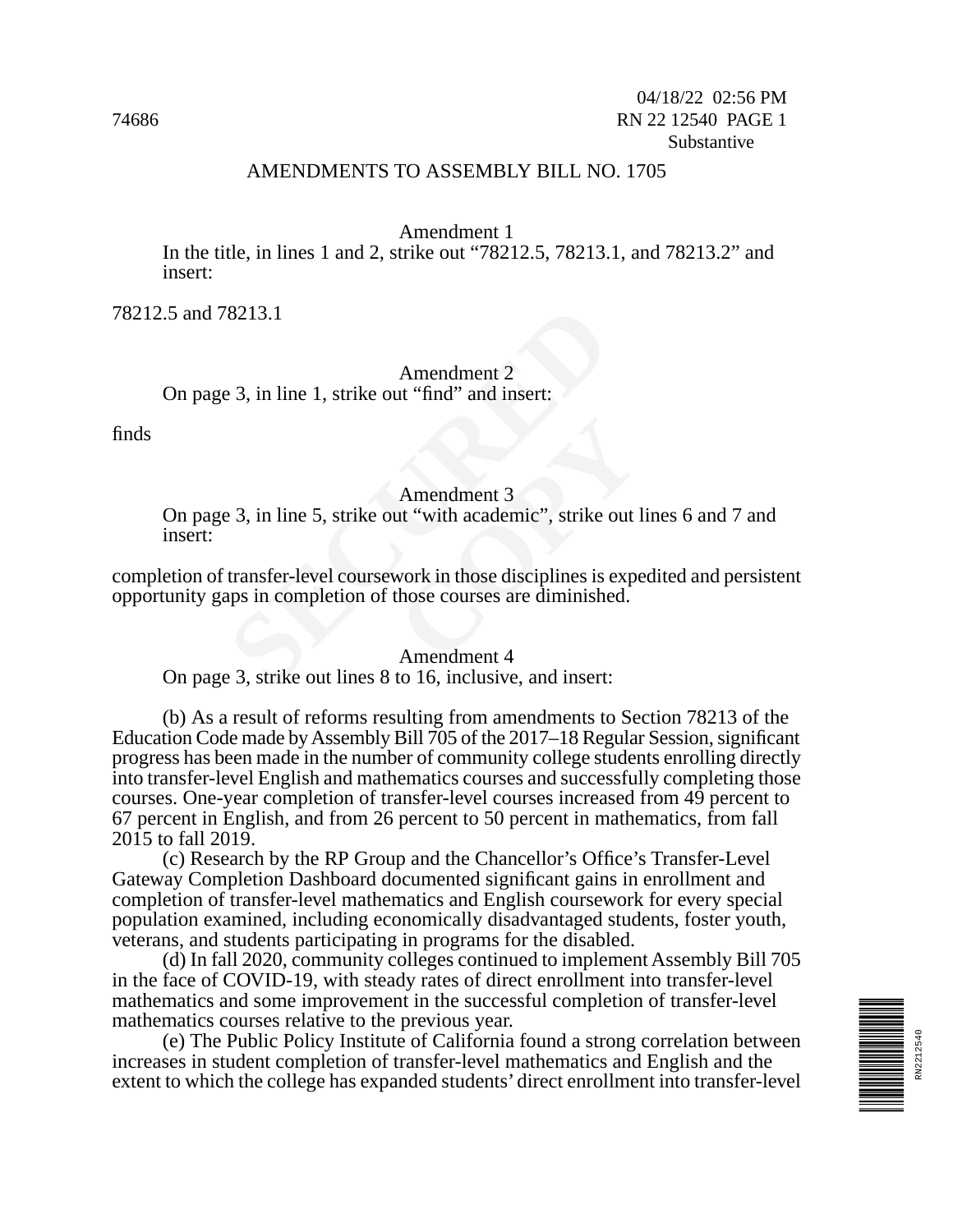04/18/22 02:56 PM
74686 RN 22 12540 PAGE 1
Substantive

# AMENDMENTS TO ASSEMBLY BILL NO. 1705

Amendment 1

In the title, in lines 1 and 2, strike out “78212.5, 78213.1, and 78213.2” and insert:

78212.5 and 78213.1

Amendment 2

On page 3, in line 1, strike out “find” and insert:

finds

Amendment 3

On page 3, in line 5, strike out “with academic”, strike out lines 6 and 7 and insert:

completion of transfer-level coursework in those disciplines is expedited and persistent opportunity gaps in completion of those courses are diminished.

Amendment 4

On page 3, strike out lines 8 to 16, inclusive, and insert:

(b) As a result of reforms resulting from amendments to Section 78213 of the Education Code made by Assembly Bill 705 of the 2017–18 Regular Session, significant progress has been made in the number of community college students enrolling directly into transfer-level English and mathematics courses and successfully completing those courses. One-year completion of transfer-level courses increased from 49 percent to 67 percent in English, and from 26 percent to 50 percent in mathematics, from fall 2015 to fall 2019.

(c) Research by the RP Group and the Chancellor’s Office’s Transfer-Level Gateway Completion Dashboard documented significant gains in enrollment and completion of transfer-level mathematics and English coursework for every special population examined, including economically disadvantaged students, foster youth, veterans, and students participating in programs for the disabled.

(d) In fall 2020, community colleges continued to implement Assembly Bill 705 in the face of COVID-19, with steady rates of direct enrollment into transfer-level mathematics and some improvement in the successful completion of transfer-level mathematics courses relative to the previous year.

(e) The Public Policy Institute of California found a strong correlation between increases in student completion of transfer-level mathematics and English and the extent to which the college has expanded students’ direct enrollment into transfer-level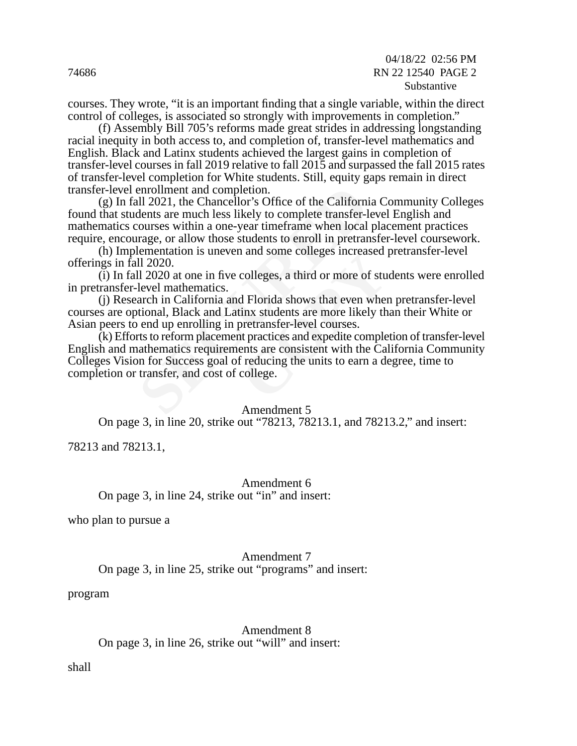courses. They wrote, "it is an important finding that a single variable, within the direct control of colleges, is associated so strongly with improvements in completion."

(f) Assembly Bill 705's reforms made great strides in addressing longstanding racial inequity in both access to, and completion of, transfer-level mathematics and English. Black and Latinx students achieved the largest gains in completion of transfer-level courses in fall 2019 relative to fall 2015 and surpassed the fall 2015 rates of transfer-level completion for White students. Still, equity gaps remain in direct transfer-level enrollment and completion.

(g) In fall 2021, the Chancellor's Office of the California Community Colleges found that students are much less likely to complete transfer-level English and mathematics courses within a one-year timeframe when local placement practices require, encourage, or allow those students to enroll in pretransfer-level coursework.

(h) Implementation is uneven and some colleges increased pretransfer-level offerings in fall 2020.

(i) In fall 2020 at one in five colleges, a third or more of students were enrolled in pretransfer-level mathematics.

(j) Research in California and Florida shows that even when pretransfer-level courses are optional, Black and Latinx students are more likely than their White or Asian peers to end up enrolling in pretransfer-level courses.

(k) Efforts to reform placement practices and expedite completion of transfer-level English and mathematics requirements are consistent with the California Community Colleges Vision for Success goal of reducing the units to earn a degree, time to completion or transfer, and cost of college.

Amendment 5

On page 3, in line 20, strike out "78213, 78213.1, and 78213.2," and insert:

78213 and 78213.1,

Amendment 6

On page 3, in line 24, strike out "in" and insert:

who plan to pursue a

Amendment 7

On page 3, in line 25, strike out "programs" and insert:

program

Amendment 8

On page 3, in line 26, strike out "will" and insert:

shall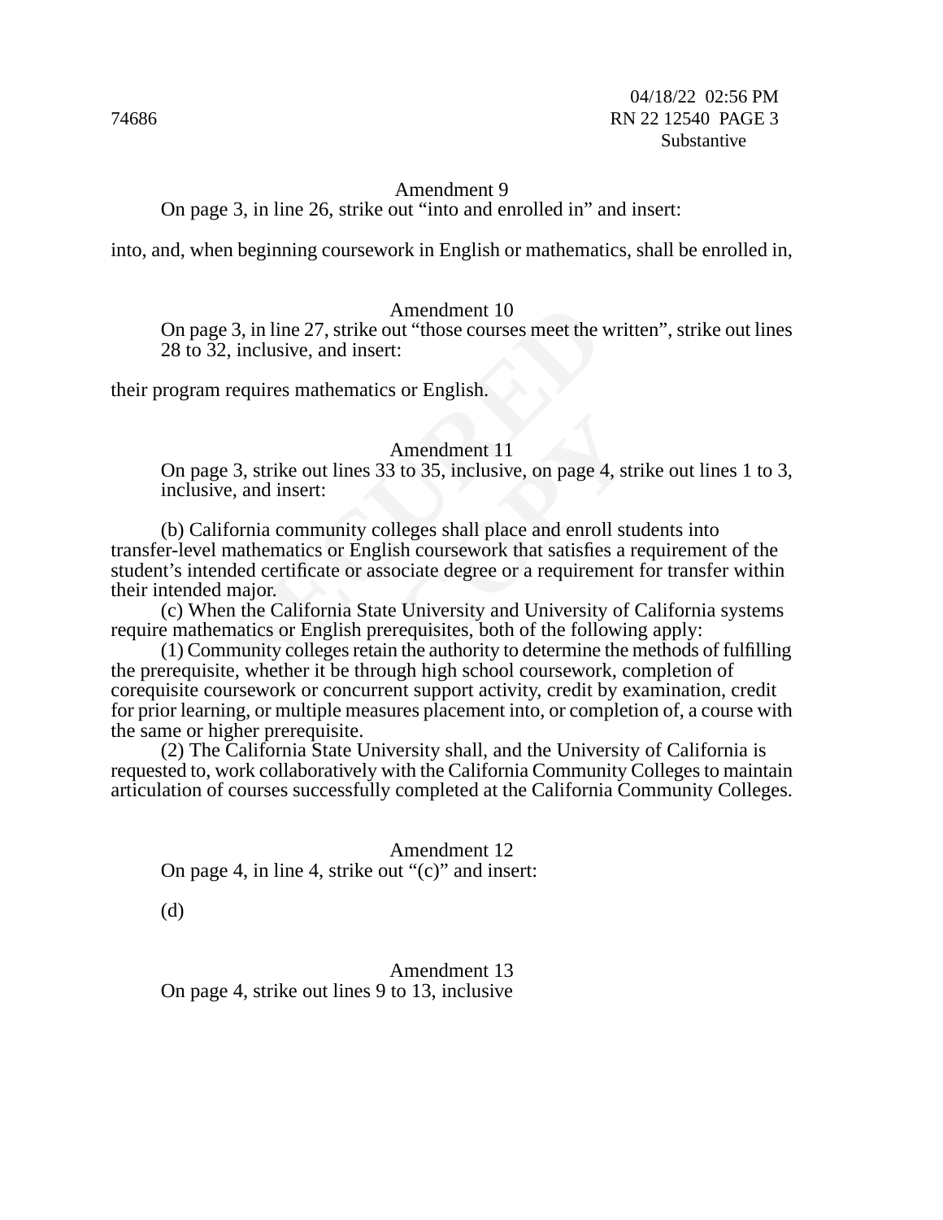Amendment 9

On page 3, in line 26, strike out "into and enrolled in" and insert:

into, and, when beginning coursework in English or mathematics, shall be enrolled in,

Amendment 10

On page 3, in line 27, strike out "those courses meet the written", strike out lines 28 to 32, inclusive, and insert:

their program requires mathematics or English.

Amendment 11

On page 3, strike out lines 33 to 35, inclusive, on page 4, strike out lines 1 to 3, inclusive, and insert:

(b) California community colleges shall place and enroll students into transfer-level mathematics or English coursework that satisfies a requirement of the student's intended certificate or associate degree or a requirement for transfer within their intended major.

(c) When the California State University and University of California systems require mathematics or English prerequisites, both of the following apply:

(1) Community colleges retain the authority to determine the methods of fulfilling the prerequisite, whether it be through high school coursework, completion of corequisite coursework or concurrent support activity, credit by examination, credit for prior learning, or multiple measures placement into, or completion of, a course with the same or higher prerequisite.

(2) The California State University shall, and the University of California is requested to, work collaboratively with the California Community Colleges to maintain articulation of courses successfully completed at the California Community Colleges.

Amendment 12

On page 4, in line 4, strike out "(c)" and insert:

(d)

Amendment 13

On page 4, strike out lines 9 to 13, inclusive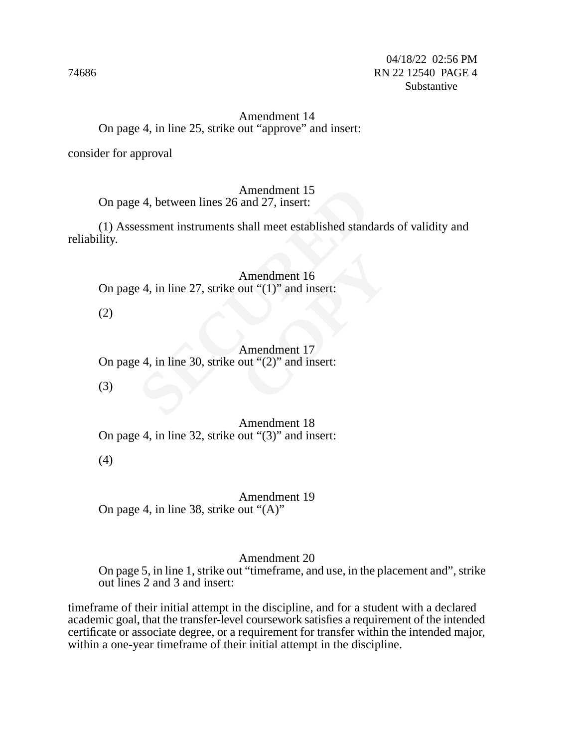Amendment 14

On page 4, in line 25, strike out "approve" and insert:

consider for approval

Amendment 15

On page 4, between lines 26 and 27, insert:

(1) Assessment instruments shall meet established standards of validity and reliability.

Amendment 16

On page 4, in line 27, strike out "(1)" and insert:

(2)

Amendment 17

On page 4, in line 30, strike out "(2)" and insert:

(3)

Amendment 18

On page 4, in line 32, strike out "(3)" and insert:

(4)

Amendment 19

On page 4, in line 38, strike out "(A)"

Amendment 20

On page 5, in line 1, strike out "timeframe, and use, in the placement and", strike out lines 2 and 3 and insert:

timeframe of their initial attempt in the discipline, and for a student with a declared academic goal, that the transfer-level coursework satisfies a requirement of the intended certificate or associate degree, or a requirement for transfer within the intended major, within a one-year timeframe of their initial attempt in the discipline.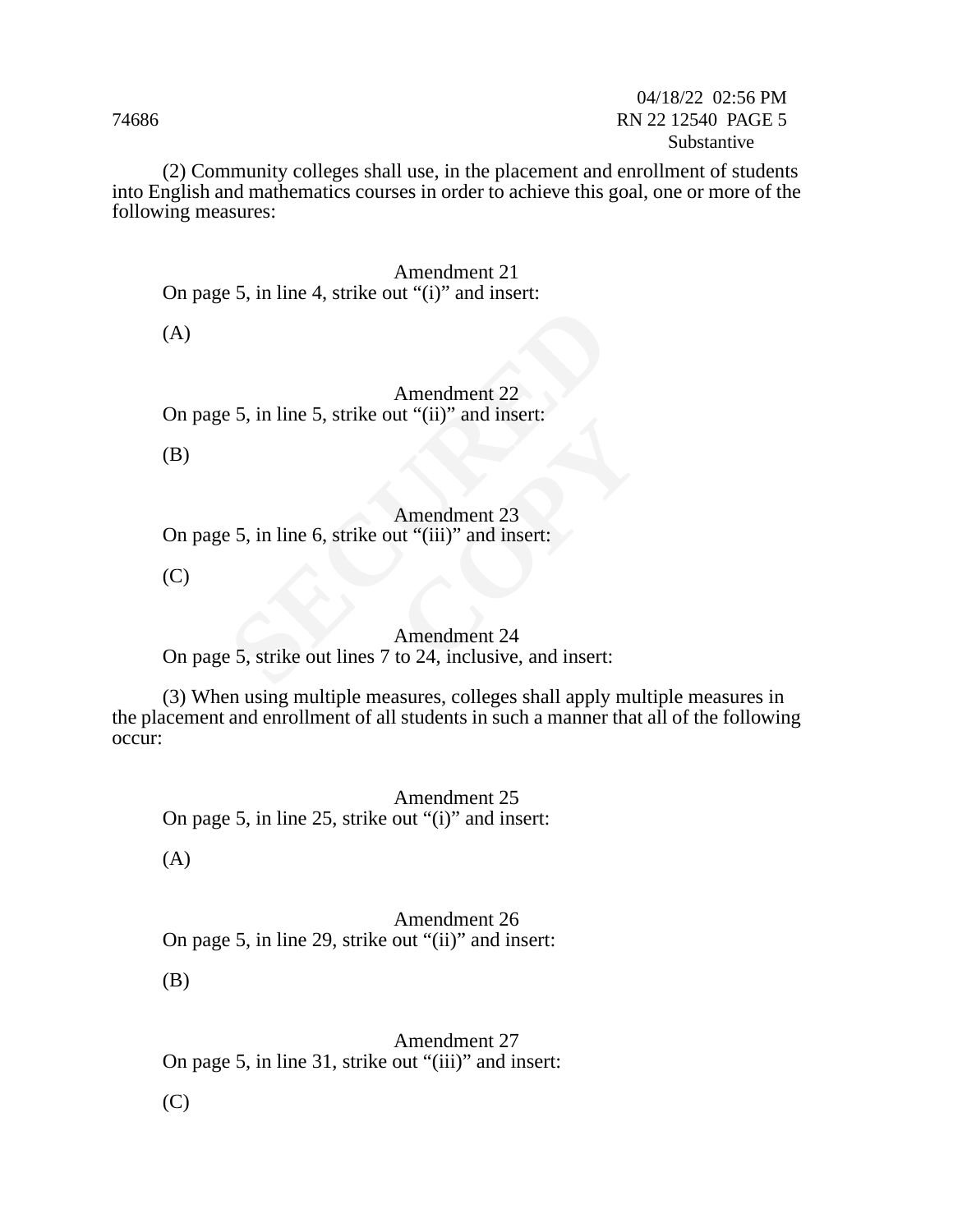(2) Community colleges shall use, in the placement and enrollment of students into English and mathematics courses in order to achieve this goal, one or more of the following measures:

Amendment 21

On page 5, in line 4, strike out “(i)” and insert:

(A)

Amendment 22

On page 5, in line 5, strike out “(ii)” and insert:

(B)

Amendment 23

On page 5, in line 6, strike out “(iii)” and insert:

(C)

Amendment 24

On page 5, strike out lines 7 to 24, inclusive, and insert:

(3) When using multiple measures, colleges shall apply multiple measures in the placement and enrollment of all students in such a manner that all of the following occur:

Amendment 25

On page 5, in line 25, strike out “(i)” and insert:

(A)

Amendment 26

On page 5, in line 29, strike out “(ii)” and insert:

(B)

Amendment 27

On page 5, in line 31, strike out “(iii)” and insert:

(C)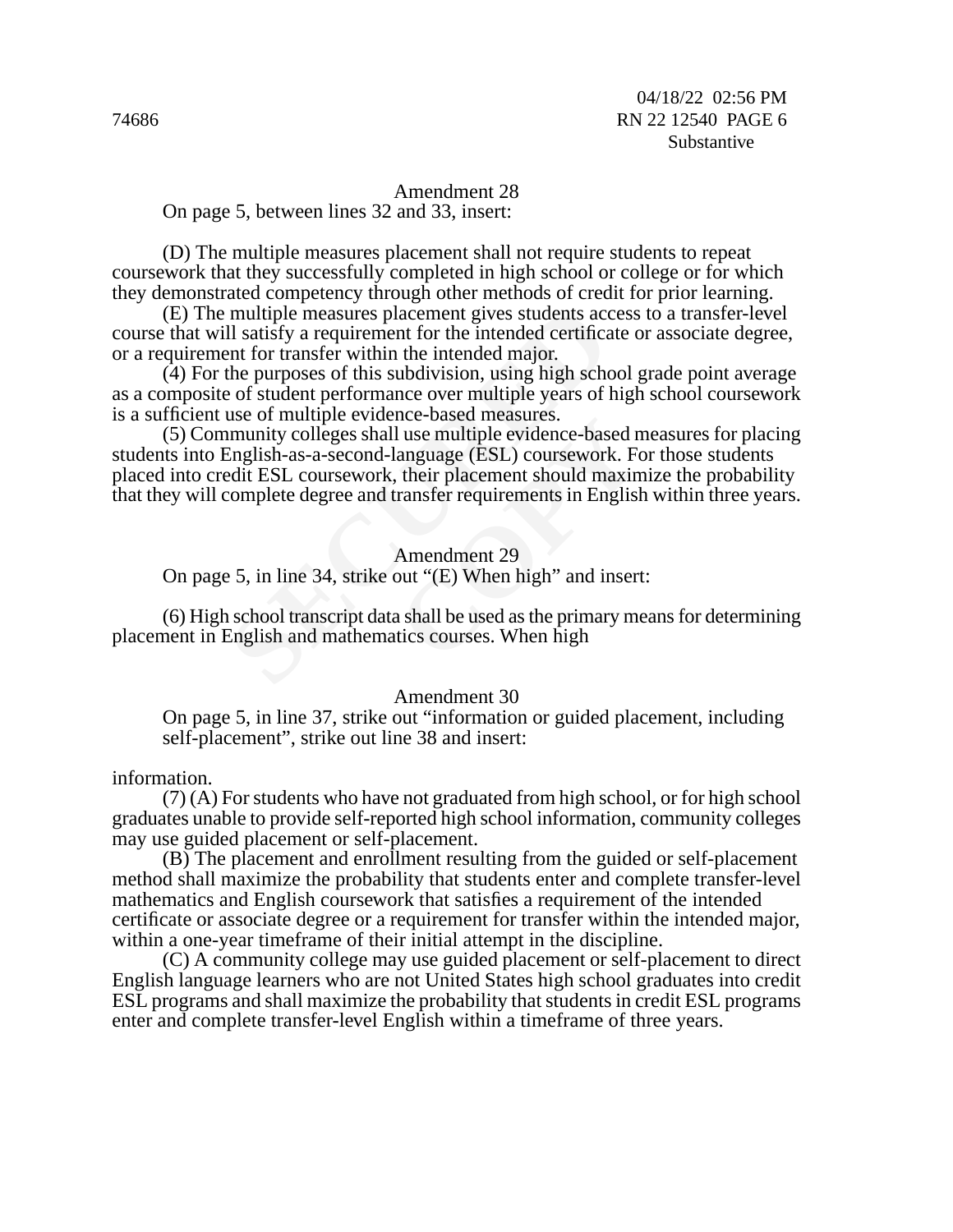Amendment 28

On page 5, between lines 32 and 33, insert:

(D) The multiple measures placement shall not require students to repeat coursework that they successfully completed in high school or college or for which they demonstrated competency through other methods of credit for prior learning.

(E) The multiple measures placement gives students access to a transfer-level course that will satisfy a requirement for the intended certificate or associate degree, or a requirement for transfer within the intended major.

(4) For the purposes of this subdivision, using high school grade point average as a composite of student performance over multiple years of high school coursework is a sufficient use of multiple evidence-based measures.

(5) Community colleges shall use multiple evidence-based measures for placing students into English-as-a-second-language (ESL) coursework. For those students placed into credit ESL coursework, their placement should maximize the probability that they will complete degree and transfer requirements in English within three years.

Amendment 29

On page 5, in line 34, strike out "(E) When high" and insert:

(6) High school transcript data shall be used as the primary means for determining placement in English and mathematics courses. When high

Amendment 30

On page 5, in line 37, strike out "information or guided placement, including self-placement", strike out line 38 and insert:

information.

(7) (A) For students who have not graduated from high school, or for high school graduates unable to provide self-reported high school information, community colleges may use guided placement or self-placement.

(B) The placement and enrollment resulting from the guided or self-placement method shall maximize the probability that students enter and complete transfer-level mathematics and English coursework that satisfies a requirement of the intended certificate or associate degree or a requirement for transfer within the intended major, within a one-year timeframe of their initial attempt in the discipline.

(C) A community college may use guided placement or self-placement to direct English language learners who are not United States high school graduates into credit ESL programs and shall maximize the probability that students in credit ESL programs enter and complete transfer-level English within a timeframe of three years.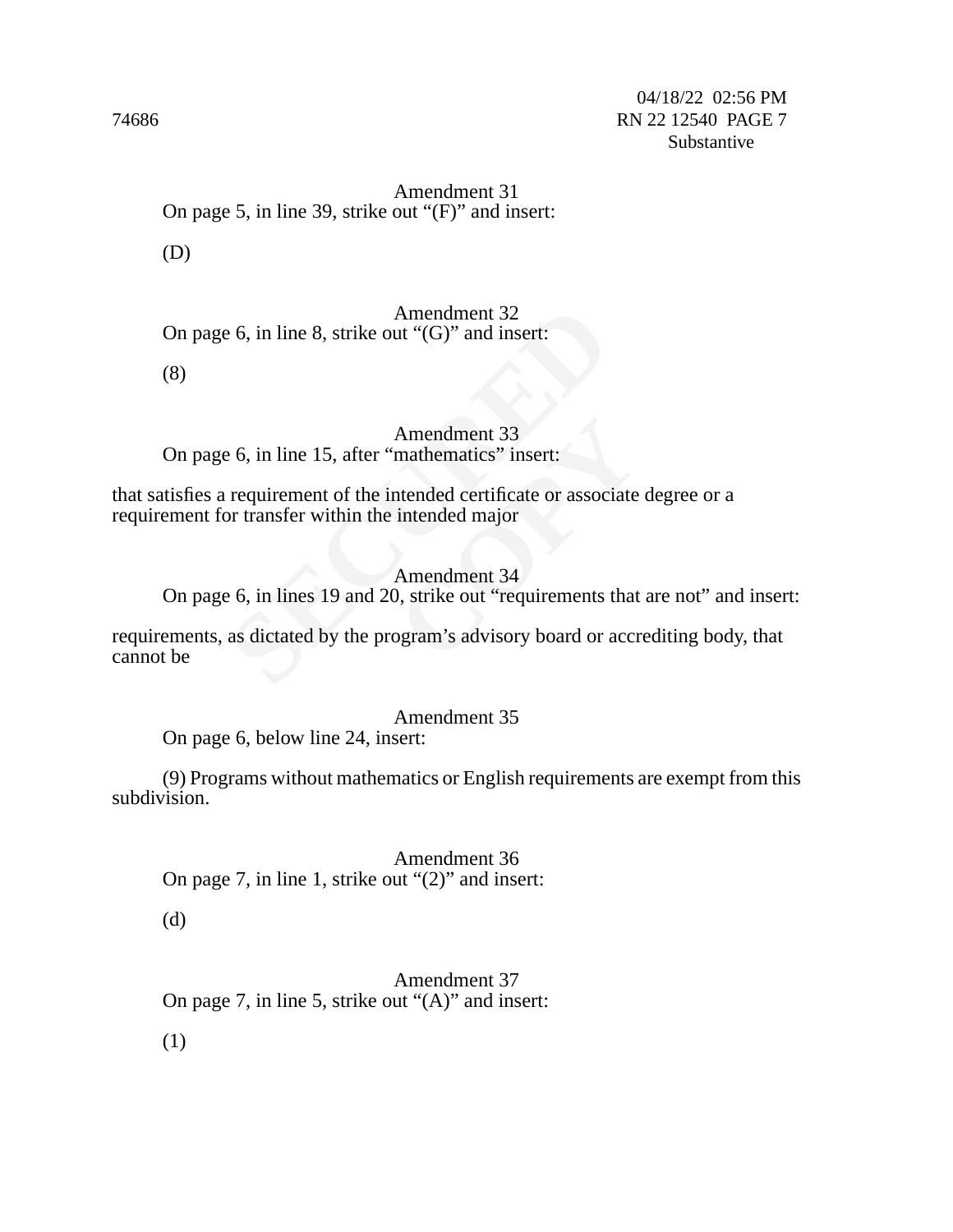Amendment 31

On page 5, in line 39, strike out "(F)" and insert:

(D)

Amendment 32

On page 6, in line 8, strike out "(G)" and insert:

(8)

Amendment 33

On page 6, in line 15, after "mathematics" insert:

that satisfies a requirement of the intended certificate or associate degree or a requirement for transfer within the intended major

Amendment 34

On page 6, in lines 19 and 20, strike out "requirements that are not" and insert:

requirements, as dictated by the program's advisory board or accrediting body, that cannot be

Amendment 35

On page 6, below line 24, insert:

(9) Programs without mathematics or English requirements are exempt from this subdivision.

Amendment 36

On page 7, in line 1, strike out "(2)" and insert:

(d)

Amendment 37

On page 7, in line 5, strike out "(A)" and insert:

(1)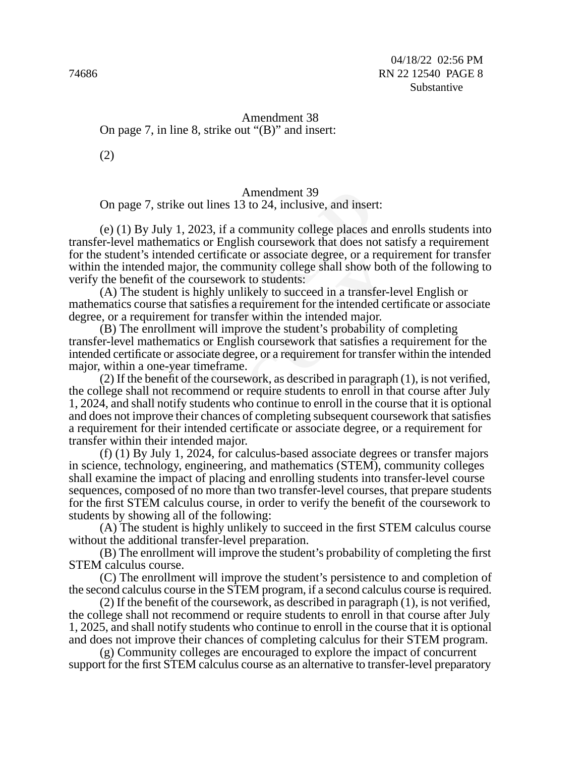Amendment 38

On page 7, in line 8, strike out "(B)" and insert:

(2)

Amendment 39

On page 7, strike out lines 13 to 24, inclusive, and insert:

(e) (1) By July 1, 2023, if a community college places and enrolls students into transfer-level mathematics or English coursework that does not satisfy a requirement for the student's intended certificate or associate degree, or a requirement for transfer within the intended major, the community college shall show both of the following to verify the benefit of the coursework to students:

(A) The student is highly unlikely to succeed in a transfer-level English or mathematics course that satisfies a requirement for the intended certificate or associate degree, or a requirement for transfer within the intended major.

(B) The enrollment will improve the student's probability of completing transfer-level mathematics or English coursework that satisfies a requirement for the intended certificate or associate degree, or a requirement for transfer within the intended major, within a one-year timeframe.

(2) If the benefit of the coursework, as described in paragraph (1), is not verified, the college shall not recommend or require students to enroll in that course after July 1, 2024, and shall notify students who continue to enroll in the course that it is optional and does not improve their chances of completing subsequent coursework that satisfies a requirement for their intended certificate or associate degree, or a requirement for transfer within their intended major.

(f) (1) By July 1, 2024, for calculus-based associate degrees or transfer majors in science, technology, engineering, and mathematics (STEM), community colleges shall examine the impact of placing and enrolling students into transfer-level course sequences, composed of no more than two transfer-level courses, that prepare students for the first STEM calculus course, in order to verify the benefit of the coursework to students by showing all of the following:

(A) The student is highly unlikely to succeed in the first STEM calculus course without the additional transfer-level preparation.

(B) The enrollment will improve the student's probability of completing the first STEM calculus course.

(C) The enrollment will improve the student's persistence to and completion of the second calculus course in the STEM program, if a second calculus course is required.

(2) If the benefit of the coursework, as described in paragraph (1), is not verified, the college shall not recommend or require students to enroll in that course after July 1, 2025, and shall notify students who continue to enroll in the course that it is optional and does not improve their chances of completing calculus for their STEM program.

(g) Community colleges are encouraged to explore the impact of concurrent support for the first STEM calculus course as an alternative to transfer-level preparatory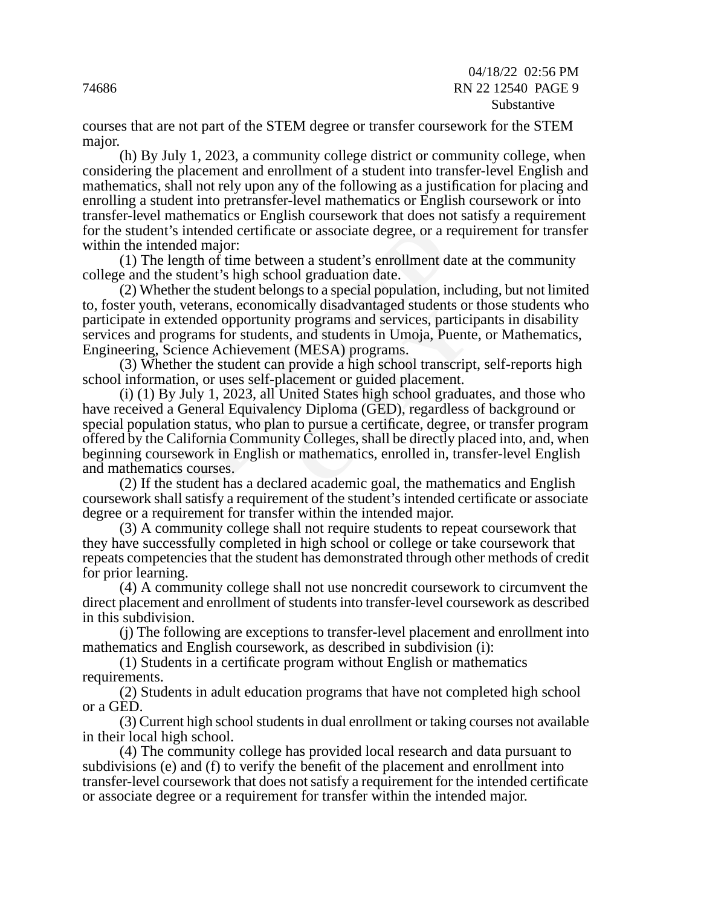courses that are not part of the STEM degree or transfer coursework for the STEM major.

(h) By July 1, 2023, a community college district or community college, when considering the placement and enrollment of a student into transfer-level English and mathematics, shall not rely upon any of the following as a justification for placing and enrolling a student into pretransfer-level mathematics or English coursework or into transfer-level mathematics or English coursework that does not satisfy a requirement for the student's intended certificate or associate degree, or a requirement for transfer within the intended major:

(1) The length of time between a student's enrollment date at the community college and the student's high school graduation date.

(2) Whether the student belongs to a special population, including, but not limited to, foster youth, veterans, economically disadvantaged students or those students who participate in extended opportunity programs and services, participants in disability services and programs for students, and students in Umoja, Puente, or Mathematics, Engineering, Science Achievement (MESA) programs.

(3) Whether the student can provide a high school transcript, self-reports high school information, or uses self-placement or guided placement.

(i) (1) By July 1, 2023, all United States high school graduates, and those who have received a General Equivalency Diploma (GED), regardless of background or special population status, who plan to pursue a certificate, degree, or transfer program offered by the California Community Colleges, shall be directly placed into, and, when beginning coursework in English or mathematics, enrolled in, transfer-level English and mathematics courses.

(2) If the student has a declared academic goal, the mathematics and English coursework shall satisfy a requirement of the student's intended certificate or associate degree or a requirement for transfer within the intended major.

(3) A community college shall not require students to repeat coursework that they have successfully completed in high school or college or take coursework that repeats competencies that the student has demonstrated through other methods of credit for prior learning.

(4) A community college shall not use noncredit coursework to circumvent the direct placement and enrollment of students into transfer-level coursework as described in this subdivision.

(j) The following are exceptions to transfer-level placement and enrollment into mathematics and English coursework, as described in subdivision (i):

(1) Students in a certificate program without English or mathematics requirements.

(2) Students in adult education programs that have not completed high school or a GED.

(3) Current high school students in dual enrollment or taking courses not available in their local high school.

(4) The community college has provided local research and data pursuant to subdivisions (e) and (f) to verify the benefit of the placement and enrollment into transfer-level coursework that does not satisfy a requirement for the intended certificate or associate degree or a requirement for transfer within the intended major.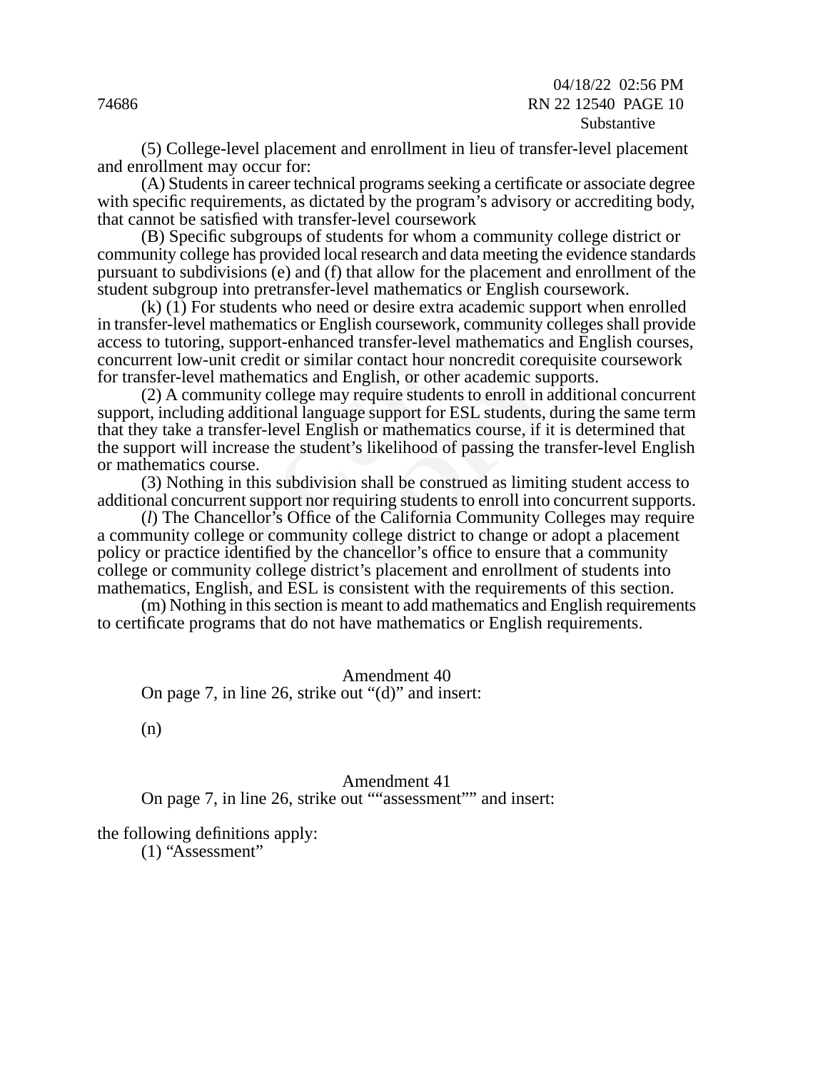(5) College-level placement and enrollment in lieu of transfer-level placement and enrollment may occur for:

(A) Students in career technical programs seeking a certificate or associate degree with specific requirements, as dictated by the program's advisory or accrediting body, that cannot be satisfied with transfer-level coursework

(B) Specific subgroups of students for whom a community college district or community college has provided local research and data meeting the evidence standards pursuant to subdivisions (e) and (f) that allow for the placement and enrollment of the student subgroup into pretransfer-level mathematics or English coursework.

(k) (1) For students who need or desire extra academic support when enrolled in transfer-level mathematics or English coursework, community colleges shall provide access to tutoring, support-enhanced transfer-level mathematics and English courses, concurrent low-unit credit or similar contact hour noncredit corequisite coursework for transfer-level mathematics and English, or other academic supports.

(2) A community college may require students to enroll in additional concurrent support, including additional language support for ESL students, during the same term that they take a transfer-level English or mathematics course, if it is determined that the support will increase the student's likelihood of passing the transfer-level English or mathematics course.

(3) Nothing in this subdivision shall be construed as limiting student access to additional concurrent support nor requiring students to enroll into concurrent supports.

(*l*) The Chancellor's Office of the California Community Colleges may require a community college or community college district to change or adopt a placement policy or practice identified by the chancellor's office to ensure that a community college or community college district's placement and enrollment of students into mathematics, English, and ESL is consistent with the requirements of this section.

(m) Nothing in this section is meant to add mathematics and English requirements to certificate programs that do not have mathematics or English requirements.

Amendment 40

On page 7, in line 26, strike out "(d)" and insert:

(n)

Amendment 41

On page 7, in line 26, strike out ""assessment"" and insert:

the following definitions apply:

(1) "Assessment"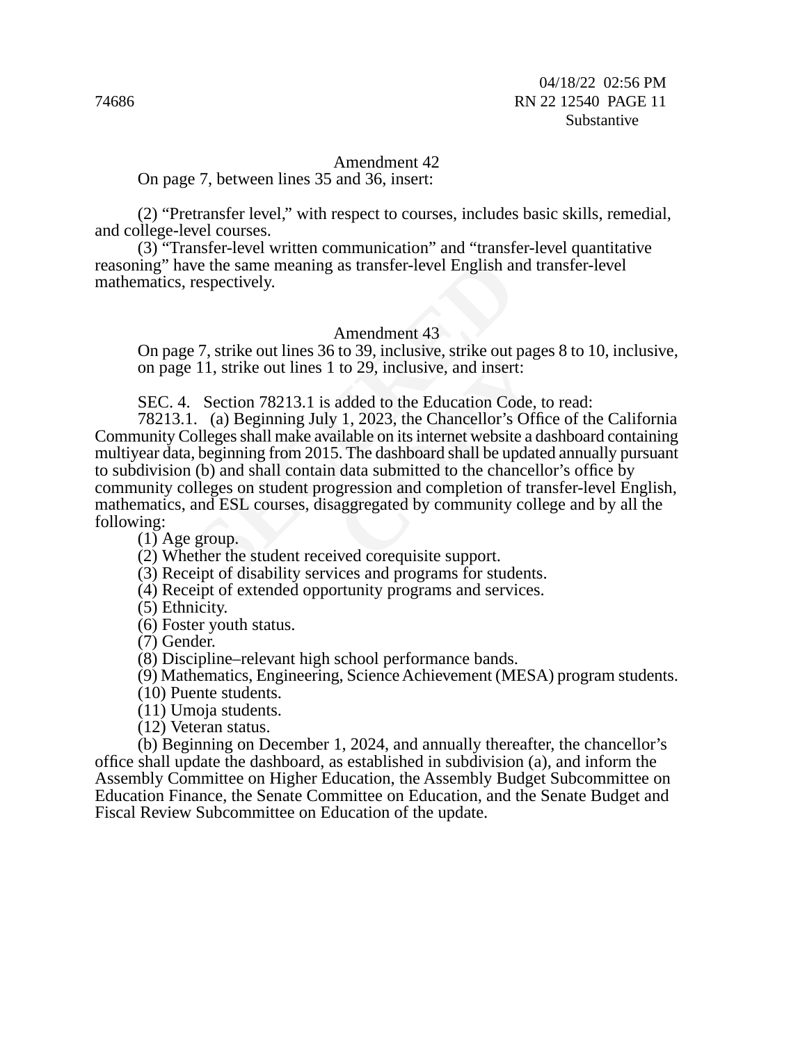Amendment 42

On page 7, between lines 35 and 36, insert:

(2) “Pretransfer level,” with respect to courses, includes basic skills, remedial, and college-level courses.

(3) “Transfer-level written communication” and “transfer-level quantitative reasoning” have the same meaning as transfer-level English and transfer-level mathematics, respectively.

Amendment 43

On page 7, strike out lines 36 to 39, inclusive, strike out pages 8 to 10, inclusive, on page 11, strike out lines 1 to 29, inclusive, and insert:

SEC. 4. Section 78213.1 is added to the Education Code, to read:

78213.1. (a) Beginning July 1, 2023, the Chancellor’s Office of the California Community Colleges shall make available on its internet website a dashboard containing multiyear data, beginning from 2015. The dashboard shall be updated annually pursuant to subdivision (b) and shall contain data submitted to the chancellor’s office by community colleges on student progression and completion of transfer-level English, mathematics, and ESL courses, disaggregated by community college and by all the following:

(1) Age group.

(2) Whether the student received corequisite support.

(3) Receipt of disability services and programs for students.

(4) Receipt of extended opportunity programs and services.

(5) Ethnicity.

(6) Foster youth status.

(7) Gender.

(8) Discipline–relevant high school performance bands.

(9) Mathematics, Engineering, Science Achievement (MESA) program students.

(10) Puente students.

(11) Umoja students.

(12) Veteran status.

(b) Beginning on December 1, 2024, and annually thereafter, the chancellor’s office shall update the dashboard, as established in subdivision (a), and inform the Assembly Committee on Higher Education, the Assembly Budget Subcommittee on Education Finance, the Senate Committee on Education, and the Senate Budget and Fiscal Review Subcommittee on Education of the update.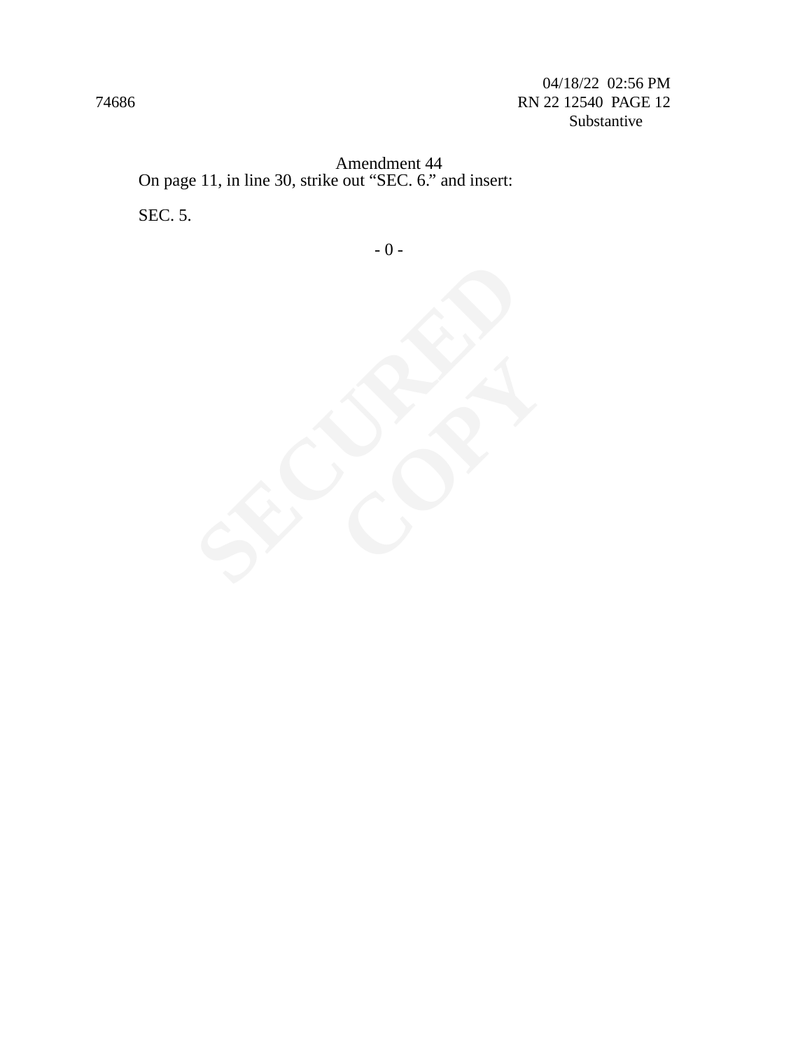Amendment 44

On page 11, in line 30, strike out "SEC. 6." and insert:

SEC. 5.

- 0 -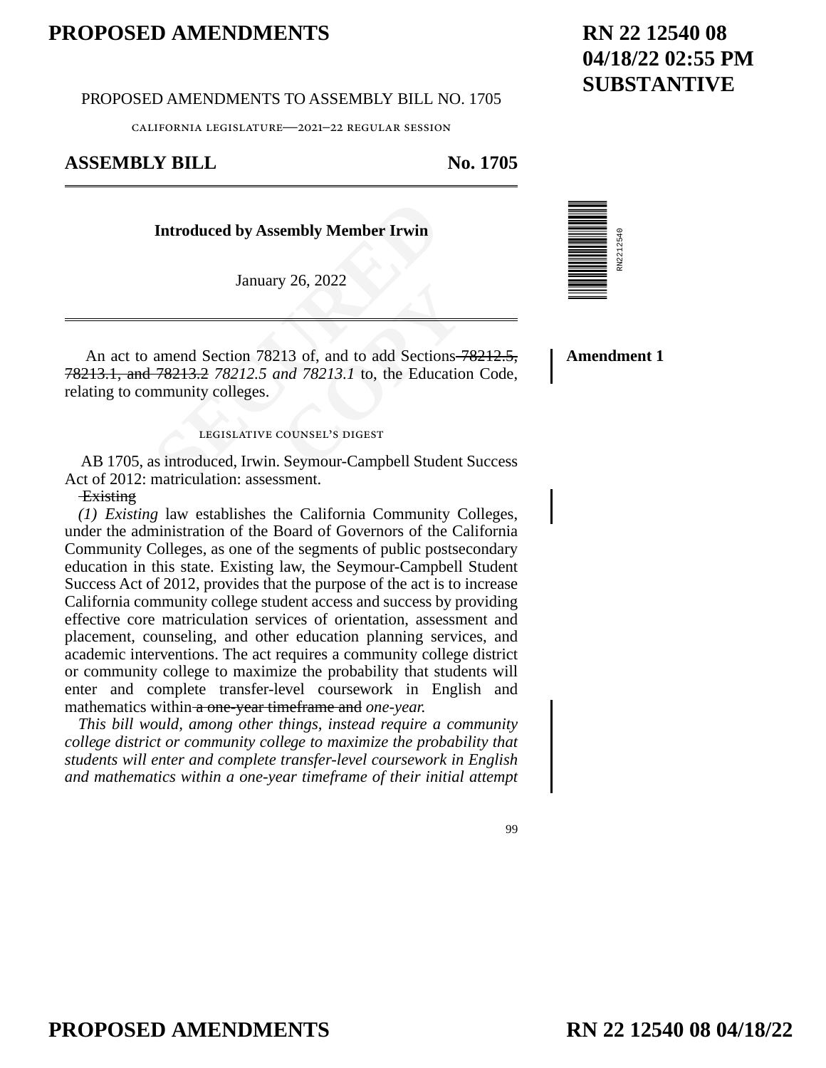# PROPOSED AMENDMENTS

**RN 22 12540 08**
**04/18/22 02:55 PM**
**SUBSTANTIVE**

PROPOSED AMENDMENTS TO ASSEMBLY BILL NO. 1705

CALIFORNIA LEGISLATURE—2021–22 REGULAR SESSION

## ASSEMBLY BILL No. 1705

**Introduced by Assembly Member Irwin**

January 26, 2022

**Amendment 1**

An act to amend Section 78213 of, and to add Sections ~~78212.5, 78213.1, and 78213.2~~ *78212.5 and 78213.1* to, the Education Code, relating to community colleges.

LEGISLATIVE COUNSEL'S DIGEST

AB 1705, as introduced, Irwin. Seymour-Campbell Student Success Act of 2012: matriculation: assessment.

~~Existing~~

*(1) Existing* law establishes the California Community Colleges, under the administration of the Board of Governors of the California Community Colleges, as one of the segments of public postsecondary education in this state. Existing law, the Seymour-Campbell Student Success Act of 2012, provides that the purpose of the act is to increase California community college student access and success by providing effective core matriculation services of orientation, assessment and placement, counseling, and other education planning services, and academic interventions. The act requires a community college district or community college to maximize the probability that students will enter and complete transfer-level coursework in English and mathematics within ~~a one-year timeframe and~~ *one-year.*

*This bill would, among other things, instead require a community college district or community college to maximize the probability that students will enter and complete transfer-level coursework in English and mathematics within a one-year timeframe of their initial attempt*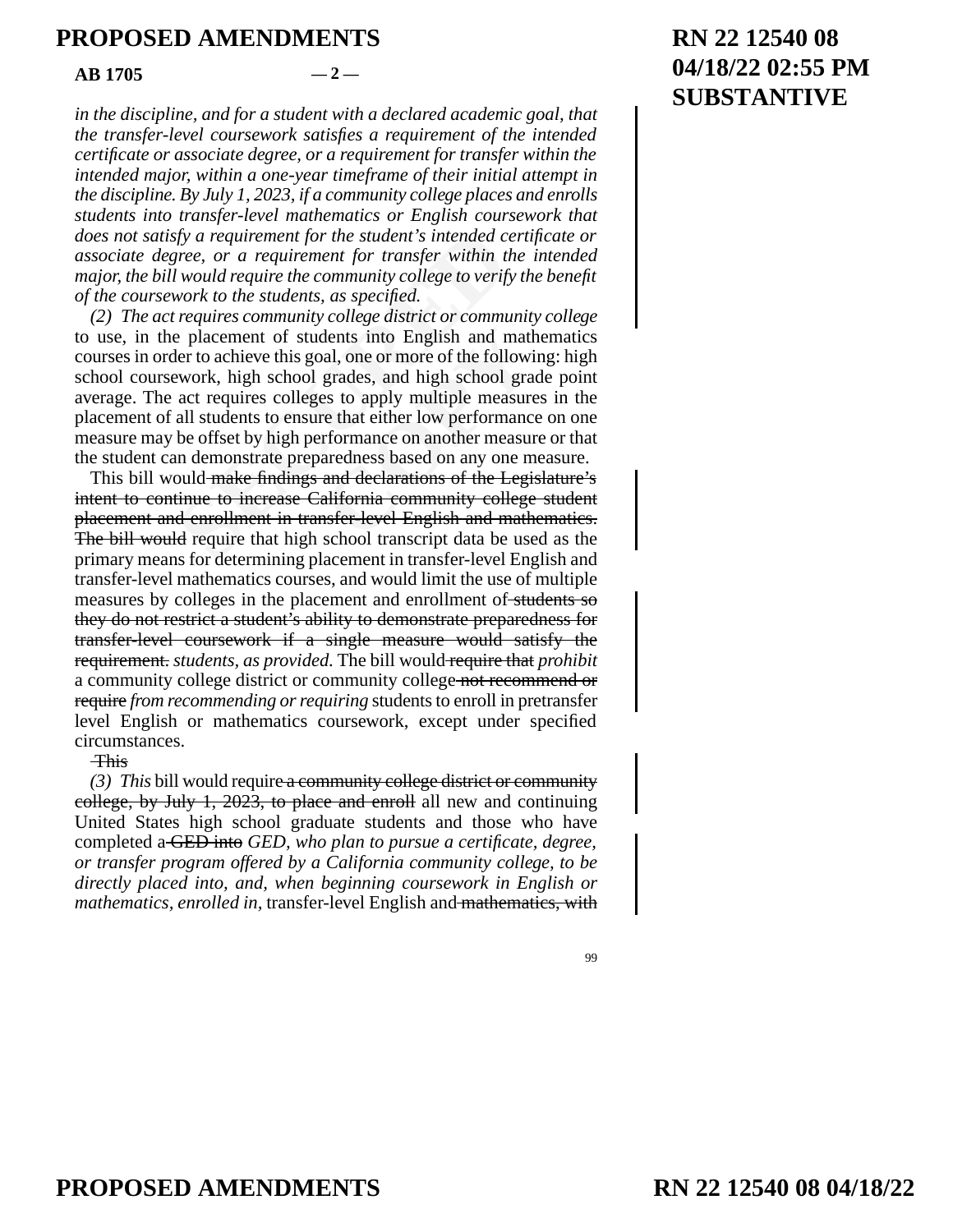*in the discipline, and for a student with a declared academic goal, that the transfer-level coursework satisfies a requirement of the intended certificate or associate degree, or a requirement for transfer within the intended major, within a one-year timeframe of their initial attempt in the discipline. By July 1, 2023, if a community college places and enrolls students into transfer-level mathematics or English coursework that does not satisfy a requirement for the student's intended certificate or associate degree, or a requirement for transfer within the intended major, the bill would require the community college to verify the benefit of the coursework to the students, as specified.*

*(2) The act requires community college district or community college* to use, in the placement of students into English and mathematics courses in order to achieve this goal, one or more of the following: high school coursework, high school grades, and high school grade point average. The act requires colleges to apply multiple measures in the placement of all students to ensure that either low performance on one measure may be offset by high performance on another measure or that the student can demonstrate preparedness based on any one measure.

This bill would ~~make findings and declarations of the Legislature's intent to continue to increase California community college student placement and enrollment in transfer-level English and mathematics. The bill would~~ require that high school transcript data be used as the primary means for determining placement in transfer-level English and transfer-level mathematics courses, and would limit the use of multiple measures by colleges in the placement and enrollment of ~~students so they do not restrict a student's ability to demonstrate preparedness for transfer-level coursework if a single measure would satisfy the requirement.~~ *students, as provided.* The bill would ~~require that~~ *prohibit* a community college district or community college ~~not recommend or require~~ *from recommending or requiring* students to enroll in pretransfer level English or mathematics coursework, except under specified circumstances.

~~This~~

*(3) This* bill would require ~~a community college district or community college, by July 1, 2023, to place and enroll~~ all new and continuing United States high school graduate students and those who have completed a ~~GED into~~ *GED, who plan to pursue a certificate, degree, or transfer program offered by a California community college, to be directly placed into, and, when beginning coursework in English or mathematics, enrolled in,* transfer-level English and ~~mathematics, with~~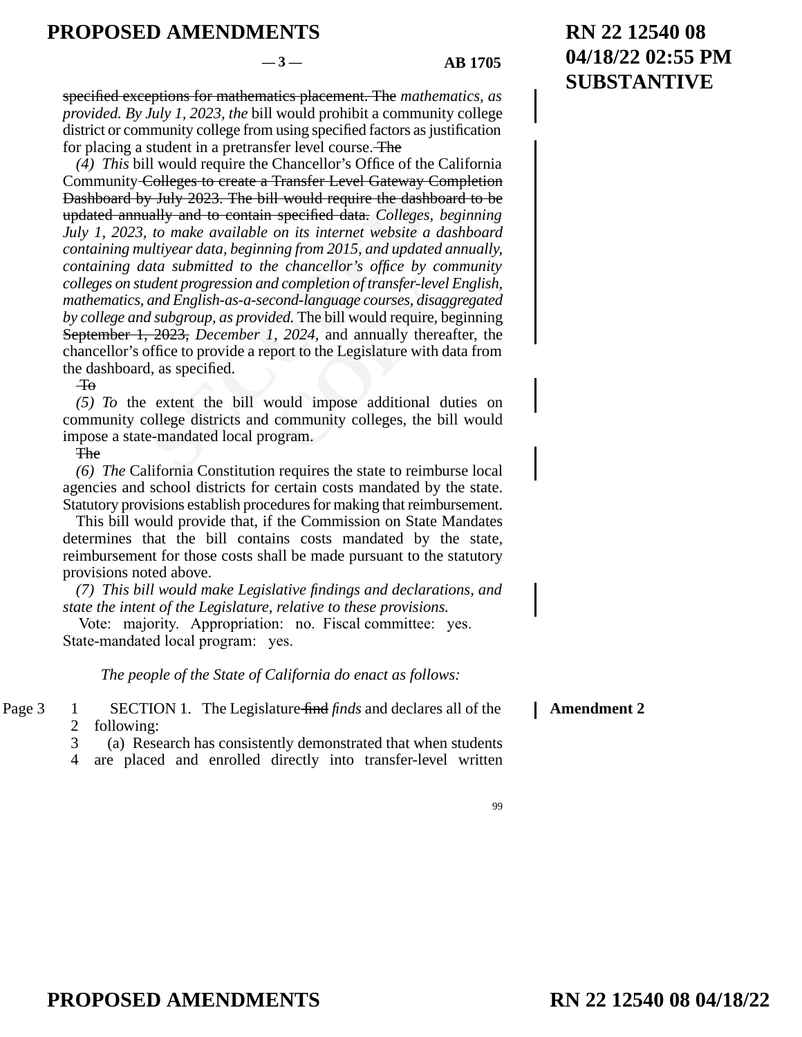specified exceptions for mathematics placement. The *mathematics, as provided. By July 1, 2023, the* bill would prohibit a community college district or community college from using specified factors as justification for placing a student in a pretransfer level course. The

*(4) This* bill would require the Chancellor's Office of the California Community Colleges to create a Transfer Level Gateway Completion Dashboard by July 2023. The bill would require the dashboard to be updated annually and to contain specified data. *Colleges, beginning July 1, 2023, to make available on its internet website a dashboard containing multiyear data, beginning from 2015, and updated annually, containing data submitted to the chancellor's office by community colleges on student progression and completion of transfer-level English, mathematics, and English-as-a-second-language courses, disaggregated by college and subgroup, as provided.* The bill would require, beginning September 1, 2023, *December 1, 2024,* and annually thereafter, the chancellor's office to provide a report to the Legislature with data from the dashboard, as specified.

To

*(5) To* the extent the bill would impose additional duties on community college districts and community colleges, the bill would impose a state-mandated local program.

The

*(6) The* California Constitution requires the state to reimburse local agencies and school districts for certain costs mandated by the state. Statutory provisions establish procedures for making that reimbursement.

This bill would provide that, if the Commission on State Mandates determines that the bill contains costs mandated by the state, reimbursement for those costs shall be made pursuant to the statutory provisions noted above.

*(7) This bill would make Legislative findings and declarations, and state the intent of the Legislature, relative to these provisions.*

Vote: majority. Appropriation: no. Fiscal committee: yes. State-mandated local program: yes.

*The people of the State of California do enact as follows:*

Page 3

1 SECTION 1. The Legislature find *finds* and declares all of the
2 following:
3 (a) Research has consistently demonstrated that when students
4 are placed and enrolled directly into transfer-level written

**Amendment 2**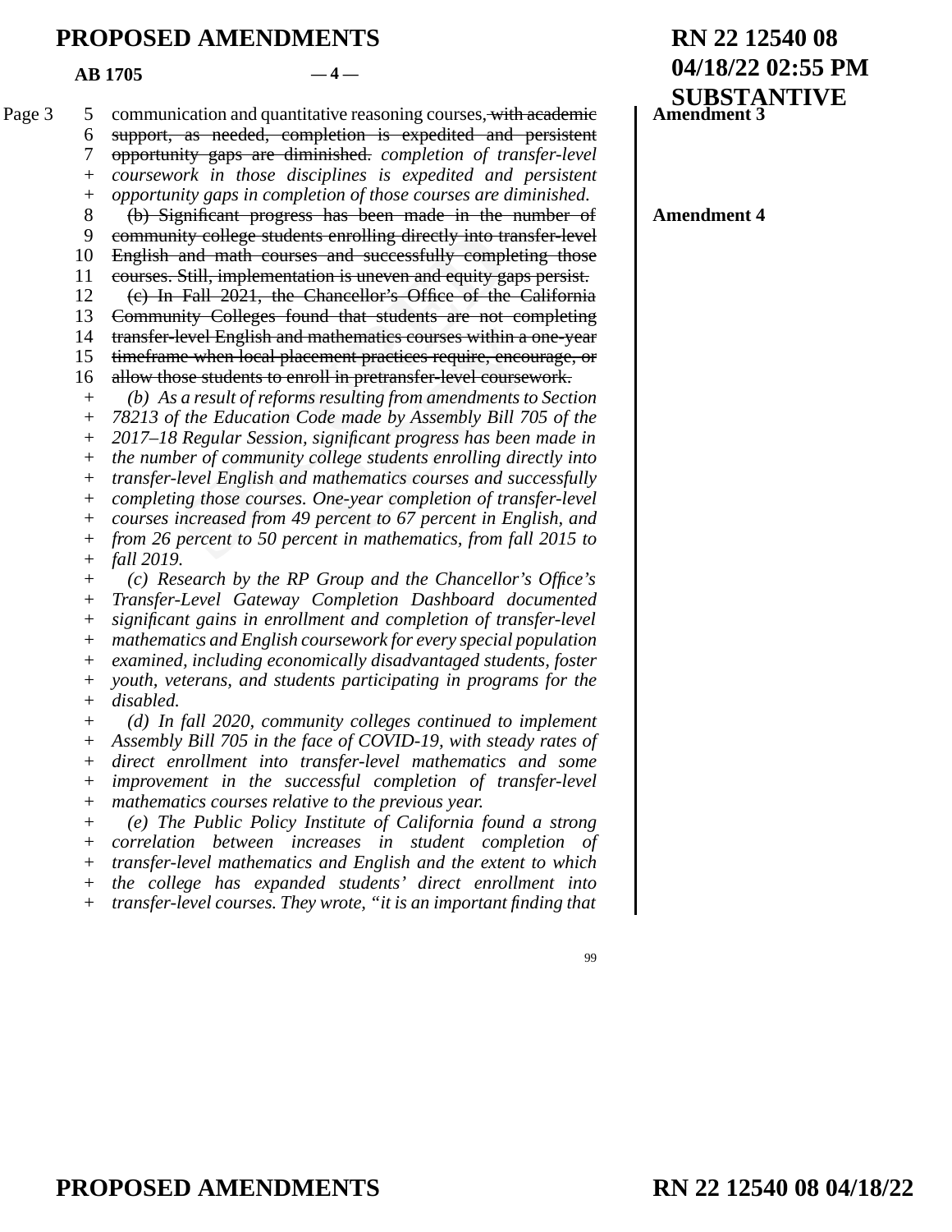**Amendment 3**

communication and quantitative reasoning courses~~, with academic support, as needed, completion is expedited and persistent opportunity gaps are diminished.~~ *completion of transfer-level coursework in those disciplines is expedited and persistent opportunity gaps in completion of those courses are diminished.*

**Amendment 4**

~~(b) Significant progress has been made in the number of community college students enrolling directly into transfer-level English and math courses and successfully completing those courses. Still, implementation is uneven and equity gaps persist.~~

~~(c) In Fall 2021, the Chancellor's Office of the California Community Colleges found that students are not completing transfer-level English and mathematics courses within a one-year timeframe when local placement practices require, encourage, or allow those students to enroll in pretransfer-level coursework.~~

*(b) As a result of reforms resulting from amendments to Section 78213 of the Education Code made by Assembly Bill 705 of the 2017–18 Regular Session, significant progress has been made in the number of community college students enrolling directly into transfer-level English and mathematics courses and successfully completing those courses. One-year completion of transfer-level courses increased from 49 percent to 67 percent in English, and from 26 percent to 50 percent in mathematics, from fall 2015 to fall 2019.*

*(c) Research by the RP Group and the Chancellor's Office's Transfer-Level Gateway Completion Dashboard documented significant gains in enrollment and completion of transfer-level mathematics and English coursework for every special population examined, including economically disadvantaged students, foster youth, veterans, and students participating in programs for the disabled.*

*(d) In fall 2020, community colleges continued to implement Assembly Bill 705 in the face of COVID-19, with steady rates of direct enrollment into transfer-level mathematics and some improvement in the successful completion of transfer-level mathematics courses relative to the previous year.*

*(e) The Public Policy Institute of California found a strong correlation between increases in student completion of transfer-level mathematics and English and the extent to which the college has expanded students' direct enrollment into transfer-level courses. They wrote, "it is an important finding that*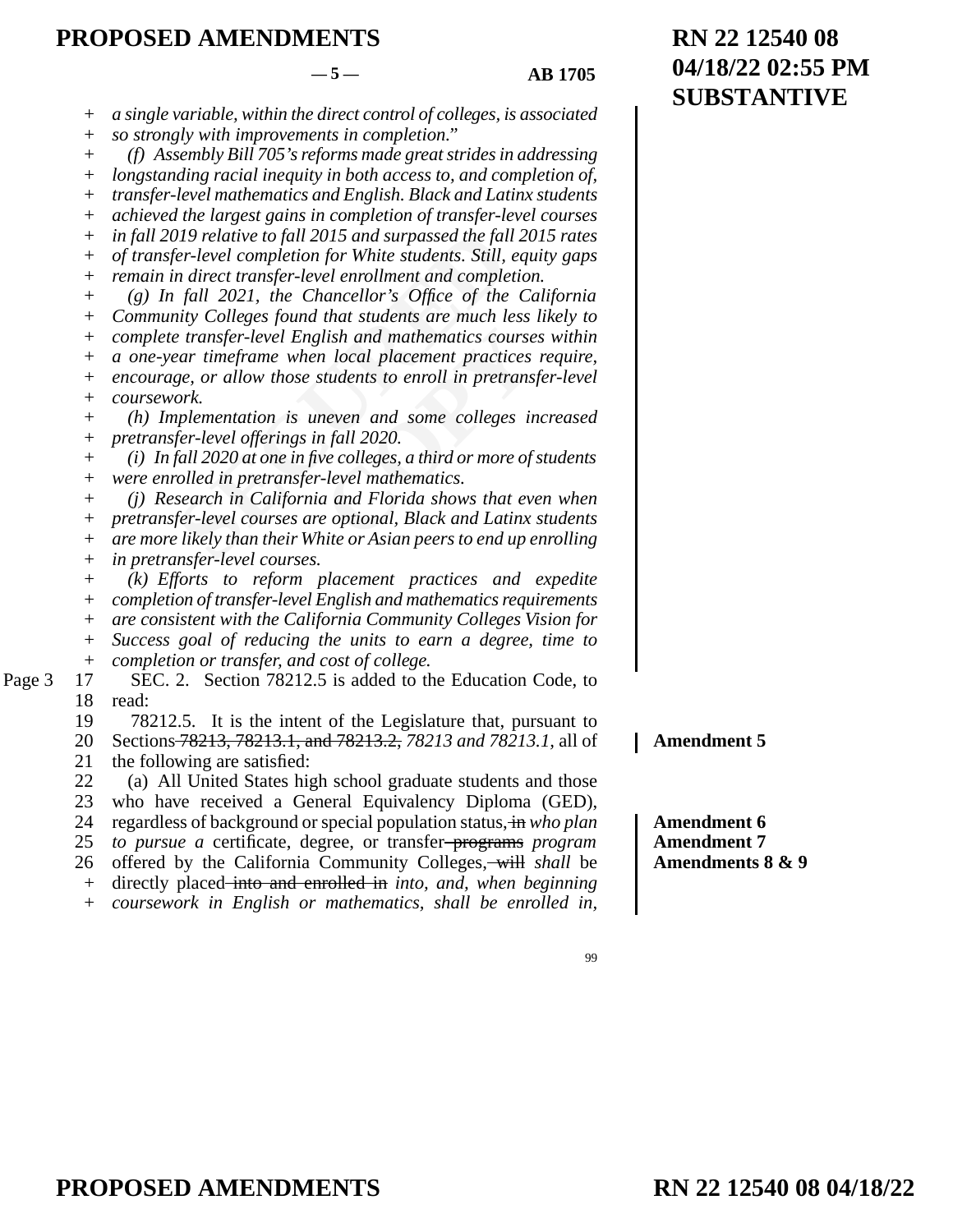*a single variable, within the direct control of colleges, is associated so strongly with improvements in completion.”*

*(f) Assembly Bill 705’s reforms made great strides in addressing longstanding racial inequity in both access to, and completion of, transfer-level mathematics and English. Black and Latinx students achieved the largest gains in completion of transfer-level courses in fall 2019 relative to fall 2015 and surpassed the fall 2015 rates of transfer-level completion for White students. Still, equity gaps remain in direct transfer-level enrollment and completion.*

*(g) In fall 2021, the Chancellor’s Office of the California Community Colleges found that students are much less likely to complete transfer-level English and mathematics courses within a one-year timeframe when local placement practices require, encourage, or allow those students to enroll in pretransfer-level coursework.*

*(h) Implementation is uneven and some colleges increased pretransfer-level offerings in fall 2020.*

*(i) In fall 2020 at one in five colleges, a third or more of students were enrolled in pretransfer-level mathematics.*

*(j) Research in California and Florida shows that even when pretransfer-level courses are optional, Black and Latinx students are more likely than their White or Asian peers to end up enrolling in pretransfer-level courses.*

*(k) Efforts to reform placement practices and expedite completion of transfer-level English and mathematics requirements are consistent with the California Community Colleges Vision for Success goal of reducing the units to earn a degree, time to completion or transfer, and cost of college.*

SEC. 2. Section 78212.5 is added to the Education Code, to read:

78212.5. It is the intent of the Legislature that, pursuant to Sections ~~78213, 78213.1, and 78213.2,~~ *78213 and 78213.1,* all of the following are satisfied: **Amendment 5**

(a) All United States high school graduate students and those who have received a General Equivalency Diploma (GED), regardless of background or special population status, ~~in~~ *who plan to pursue a* certificate, degree, or transfer ~~programs~~ *program* offered by the California Community Colleges, ~~will~~ *shall* be directly placed ~~into and enrolled in~~ *into, and, when beginning coursework in English or mathematics, shall be enrolled in,* **Amendment 6** **Amendment 7** **Amendments 8 & 9**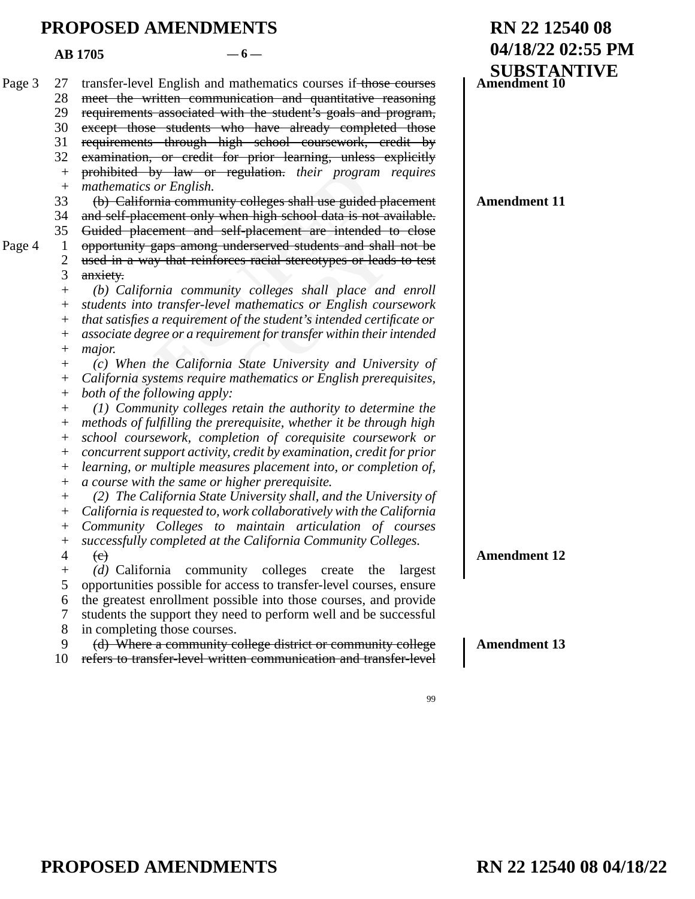# PROPOSED AMENDMENTS

**RN 22 12540 08**
**04/18/22 02:55 PM**
**SUBSTANTIVE**

**AB 1705**

Page 3

27 transfer-level English and mathematics courses if ~~those courses~~
28 ~~meet the written communication and quantitative reasoning~~
29 ~~requirements associated with the student's goals and program,~~
30 ~~except those students who have already completed those~~
31 ~~requirements through high school coursework, credit by~~
32 ~~examination, or credit for prior learning, unless explicitly~~
\+ ~~prohibited by law or regulation.~~ *their program requires*
\+ *mathematics or English.*

**Amendment 10**

33 ~~(b) California community colleges shall use guided placement~~
34 ~~and self-placement only when high school data is not available.~~
35 ~~Guided placement and self-placement are intended to close~~

Page 4

1 ~~opportunity gaps among underserved students and shall not be~~
2 ~~used in a way that reinforces racial stereotypes or leads to test~~
3 ~~anxiety.~~
\+ *(b) California community colleges shall place and enroll*
\+ *students into transfer-level mathematics or English coursework*
\+ *that satisfies a requirement of the student's intended certificate or*
\+ *associate degree or a requirement for transfer within their intended*
\+ *major.*
\+ *(c) When the California State University and University of*
\+ *California systems require mathematics or English prerequisites,*
\+ *both of the following apply:*
\+ *(1) Community colleges retain the authority to determine the*
\+ *methods of fulfilling the prerequisite, whether it be through high*
\+ *school coursework, completion of corequisite coursework or*
\+ *concurrent support activity, credit by examination, credit for prior*
\+ *learning, or multiple measures placement into, or completion of,*
\+ *a course with the same or higher prerequisite.*
\+ *(2) The California State University shall, and the University of*
\+ *California is requested to, work collaboratively with the California*
\+ *Community Colleges to maintain articulation of courses*
\+ *successfully completed at the California Community Colleges.*

**Amendment 11**

4 ~~(c)~~
\+ *(d)* California community colleges create the largest
5 opportunities possible for access to transfer-level courses, ensure
6 the greatest enrollment possible into those courses, and provide
7 students the support they need to perform well and be successful
8 in completing those courses.

**Amendment 12**

9 ~~(d) Where a community college district or community college~~
10 ~~refers to transfer-level written communication and transfer-level~~

**Amendment 13**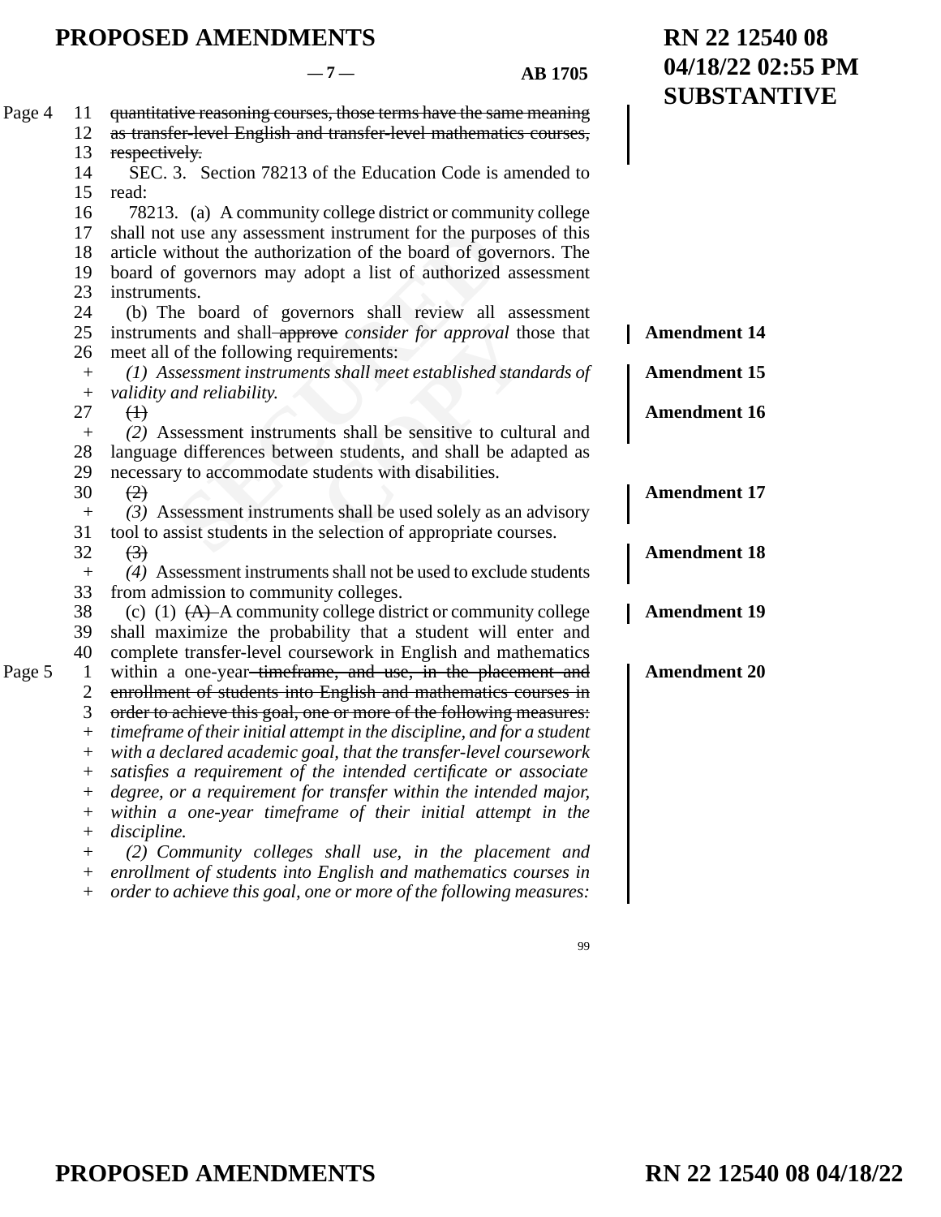~~quantitative reasoning courses, those terms have the same meaning as transfer-level English and transfer-level mathematics courses, respectively.~~

SEC. 3. Section 78213 of the Education Code is amended to read:

78213. (a) A community college district or community college shall not use any assessment instrument for the purposes of this article without the authorization of the board of governors. The board of governors may adopt a list of authorized assessment instruments.

(b) The board of governors shall review all assessment instruments and shall ~~approve~~ *consider for approval* those that meet all of the following requirements: **Amendment 14**

*(1) Assessment instruments shall meet established standards of validity and reliability.* **Amendment 15**

~~(1)~~ **Amendment 16**

*(2)* Assessment instruments shall be sensitive to cultural and language differences between students, and shall be adapted as necessary to accommodate students with disabilities.

~~(2)~~ **Amendment 17**

*(3)* Assessment instruments shall be used solely as an advisory tool to assist students in the selection of appropriate courses.

~~(3)~~ **Amendment 18**

*(4)* Assessment instruments shall not be used to exclude students from admission to community colleges.

(c) (1) ~~(A)~~ A community college district or community college shall maximize the probability that a student will enter and complete transfer-level coursework in English and mathematics within a one-year ~~timeframe, and use, in the placement and enrollment of students into English and mathematics courses in order to achieve this goal, one or more of the following measures:~~ *timeframe of their initial attempt in the discipline, and for a student with a declared academic goal, that the transfer-level coursework satisfies a requirement of the intended certificate or associate degree, or a requirement for transfer within the intended major, within a one-year timeframe of their initial attempt in the discipline.* **Amendment 19** **Amendment 20**

*(2) Community colleges shall use, in the placement and enrollment of students into English and mathematics courses in order to achieve this goal, one or more of the following measures:*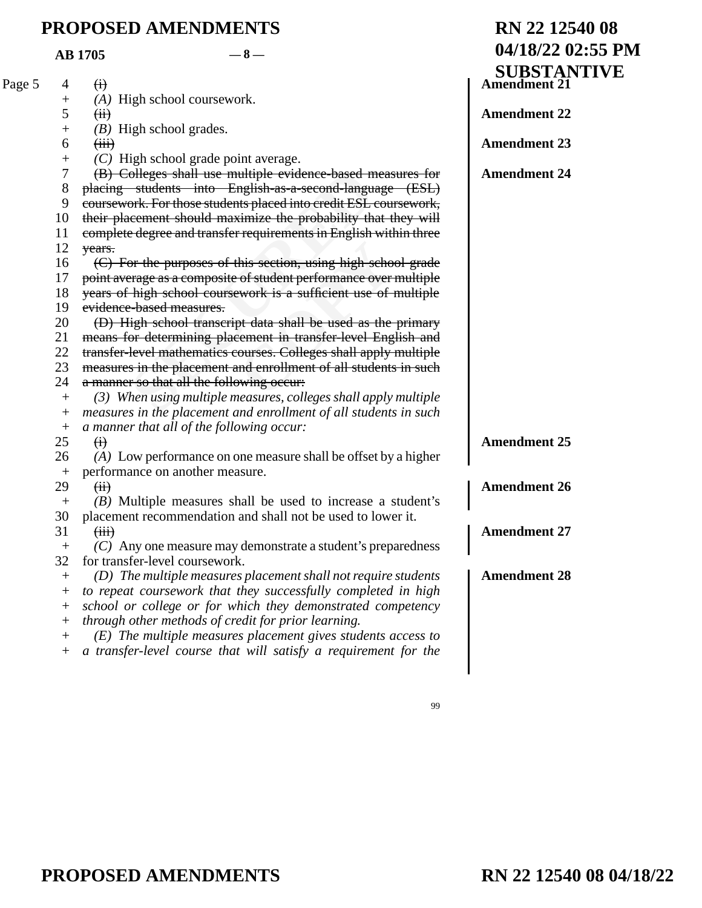# PROPOSED AMENDMENTS

**RN 22 12540 08**
**04/18/22 02:55 PM**
**SUBSTANTIVE**

**AB 1705** — 8 —

Page 5

4 ~~(i)~~ — **Amendment 21**
\+ *(A)* High school coursework.
5 ~~(ii)~~ — **Amendment 22**
\+ *(B)* High school grades.
6 ~~(iii)~~ — **Amendment 23**
\+ *(C)* High school grade point average.
7 ~~(B) Colleges shall use multiple evidence-based measures for~~ — **Amendment 24**
8 ~~placing students into English-as-a-second-language (ESL)~~
9 ~~coursework. For those students placed into credit ESL coursework,~~
10 ~~their placement should maximize the probability that they will~~
11 ~~complete degree and transfer requirements in English within three~~
12 ~~years.~~
16 ~~(C) For the purposes of this section, using high school grade~~
17 ~~point average as a composite of student performance over multiple~~
18 ~~years of high school coursework is a sufficient use of multiple~~
19 ~~evidence-based measures.~~
20 ~~(D) High school transcript data shall be used as the primary~~
21 ~~means for determining placement in transfer-level English and~~
22 ~~transfer-level mathematics courses. Colleges shall apply multiple~~
23 ~~measures in the placement and enrollment of all students in such~~
24 ~~a manner so that all the following occur:~~
\+ *(3) When using multiple measures, colleges shall apply multiple*
\+ *measures in the placement and enrollment of all students in such*
\+ *a manner that all of the following occur:*
25 ~~(i)~~ — **Amendment 25**
26 *(A)* Low performance on one measure shall be offset by a higher
\+ performance on another measure.
29 ~~(ii)~~ — **Amendment 26**
\+ *(B)* Multiple measures shall be used to increase a student's
30 placement recommendation and shall not be used to lower it.
31 ~~(iii)~~ — **Amendment 27**
\+ *(C)* Any one measure may demonstrate a student's preparedness
32 for transfer-level coursework.
\+ *(D) The multiple measures placement shall not require students* — **Amendment 28**
\+ *to repeat coursework that they successfully completed in high*
\+ *school or college or for which they demonstrated competency*
\+ *through other methods of credit for prior learning.*
\+ *(E) The multiple measures placement gives students access to*
\+ *a transfer-level course that will satisfy a requirement for the*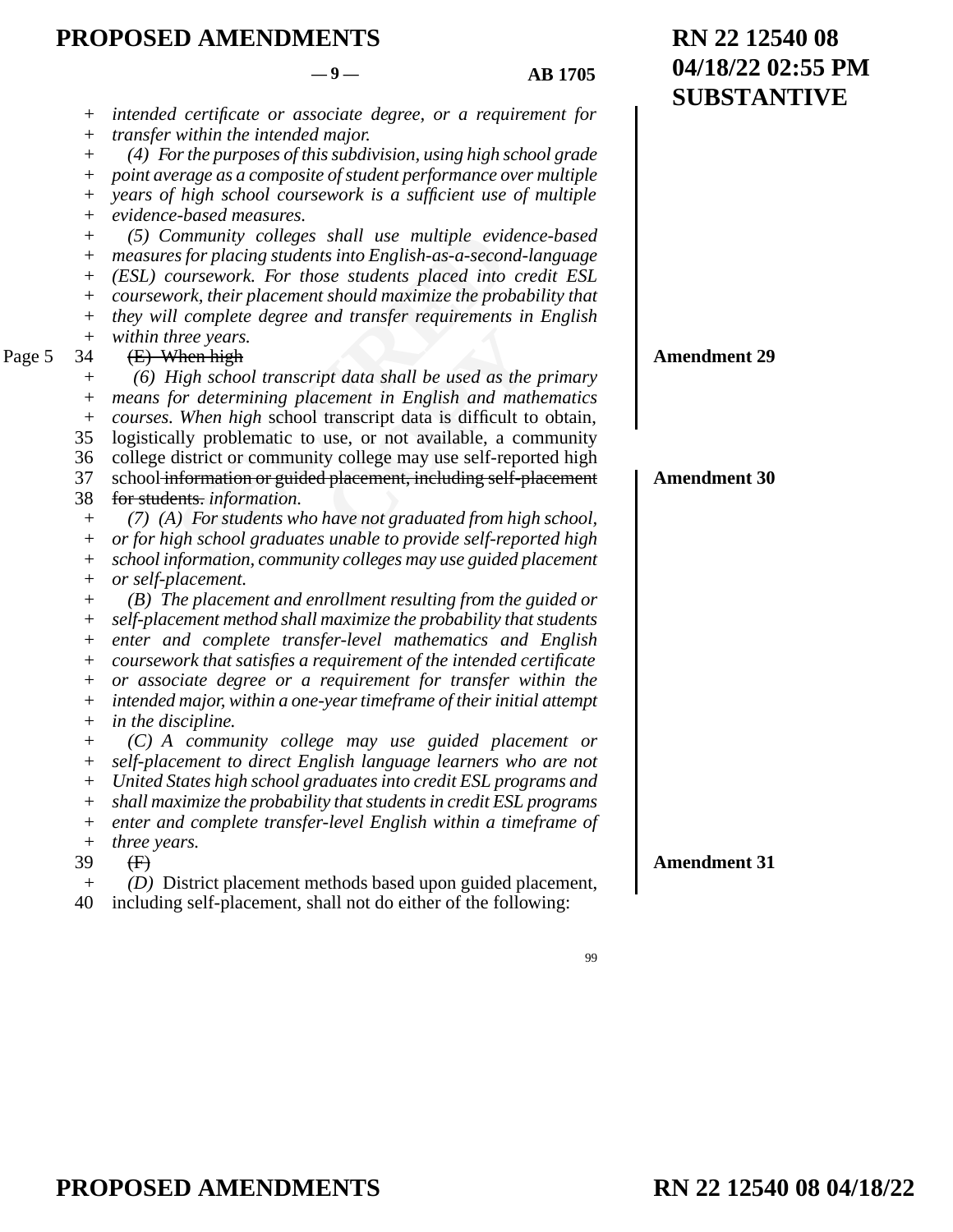*intended certificate or associate degree, or a requirement for transfer within the intended major.*

*(4) For the purposes of this subdivision, using high school grade point average as a composite of student performance over multiple years of high school coursework is a sufficient use of multiple evidence-based measures.*

*(5) Community colleges shall use multiple evidence-based measures for placing students into English-as-a-second-language (ESL) coursework. For those students placed into credit ESL coursework, their placement should maximize the probability that they will complete degree and transfer requirements in English within three years.*

~~(E) When high~~ **Amendment 29**

*(6) High school transcript data shall be used as the primary means for determining placement in English and mathematics courses. When high* school transcript data is difficult to obtain, logistically problematic to use, or not available, a community college district or community college may use self-reported high school ~~information or guided placement, including self-placement for students.~~ *information.* **Amendment 30**

*(7) (A) For students who have not graduated from high school, or for high school graduates unable to provide self-reported high school information, community colleges may use guided placement or self-placement.*

*(B) The placement and enrollment resulting from the guided or self-placement method shall maximize the probability that students enter and complete transfer-level mathematics and English coursework that satisfies a requirement of the intended certificate or associate degree or a requirement for transfer within the intended major, within a one-year timeframe of their initial attempt in the discipline.*

*(C) A community college may use guided placement or self-placement to direct English language learners who are not United States high school graduates into credit ESL programs and shall maximize the probability that students in credit ESL programs enter and complete transfer-level English within a timeframe of three years.*

~~(F)~~ **Amendment 31**

*(D)* District placement methods based upon guided placement, including self-placement, shall not do either of the following: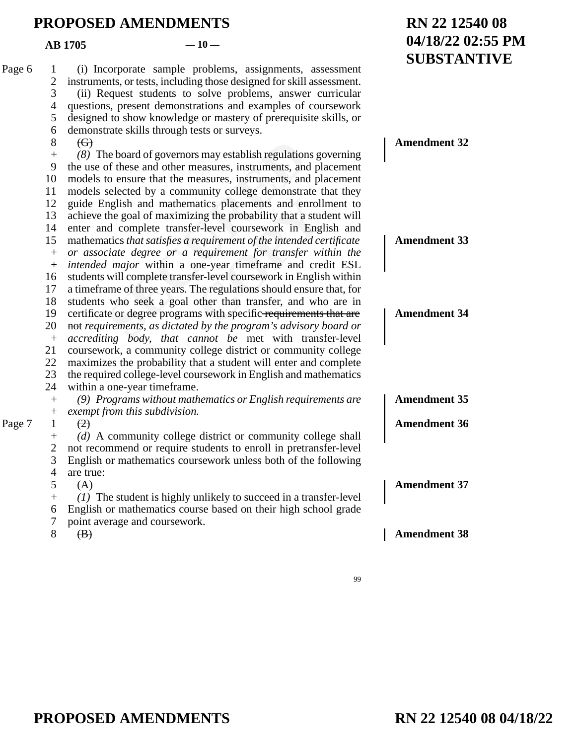(i) Incorporate sample problems, assignments, assessment instruments, or tests, including those designed for skill assessment.

(ii) Request students to solve problems, answer curricular questions, present demonstrations and examples of coursework designed to show knowledge or mastery of prerequisite skills, or demonstrate skills through tests or surveys.

~~(G)~~ *(8)* The board of governors may establish regulations governing the use of these and other measures, instruments, and placement models to ensure that the measures, instruments, and placement models selected by a community college demonstrate that they guide English and mathematics placements and enrollment to achieve the goal of maximizing the probability that a student will enter and complete transfer-level coursework in English and mathematics *that satisfies a requirement of the intended certificate or associate degree or a requirement for transfer within the intended major* within a one-year timeframe and credit ESL students will complete transfer-level coursework in English within a timeframe of three years. The regulations should ensure that, for students who seek a goal other than transfer, and who are in certificate or degree programs with specific ~~requirements that are not~~ *requirements, as dictated by the program's advisory board or accrediting body, that cannot be* met with transfer-level coursework, a community college district or community college maximizes the probability that a student will enter and complete the required college-level coursework in English and mathematics within a one-year timeframe.

**Amendment 32**

**Amendment 33**

**Amendment 34**

*(9) Programs without mathematics or English requirements are exempt from this subdivision.*

**Amendment 35**

~~(2)~~ *(d)* A community college district or community college shall not recommend or require students to enroll in pretransfer-level English or mathematics coursework unless both of the following are true:

**Amendment 36**

~~(A)~~ *(1)* The student is highly unlikely to succeed in a transfer-level English or mathematics course based on their high school grade point average and coursework.

**Amendment 37**

~~(B)~~

**Amendment 38**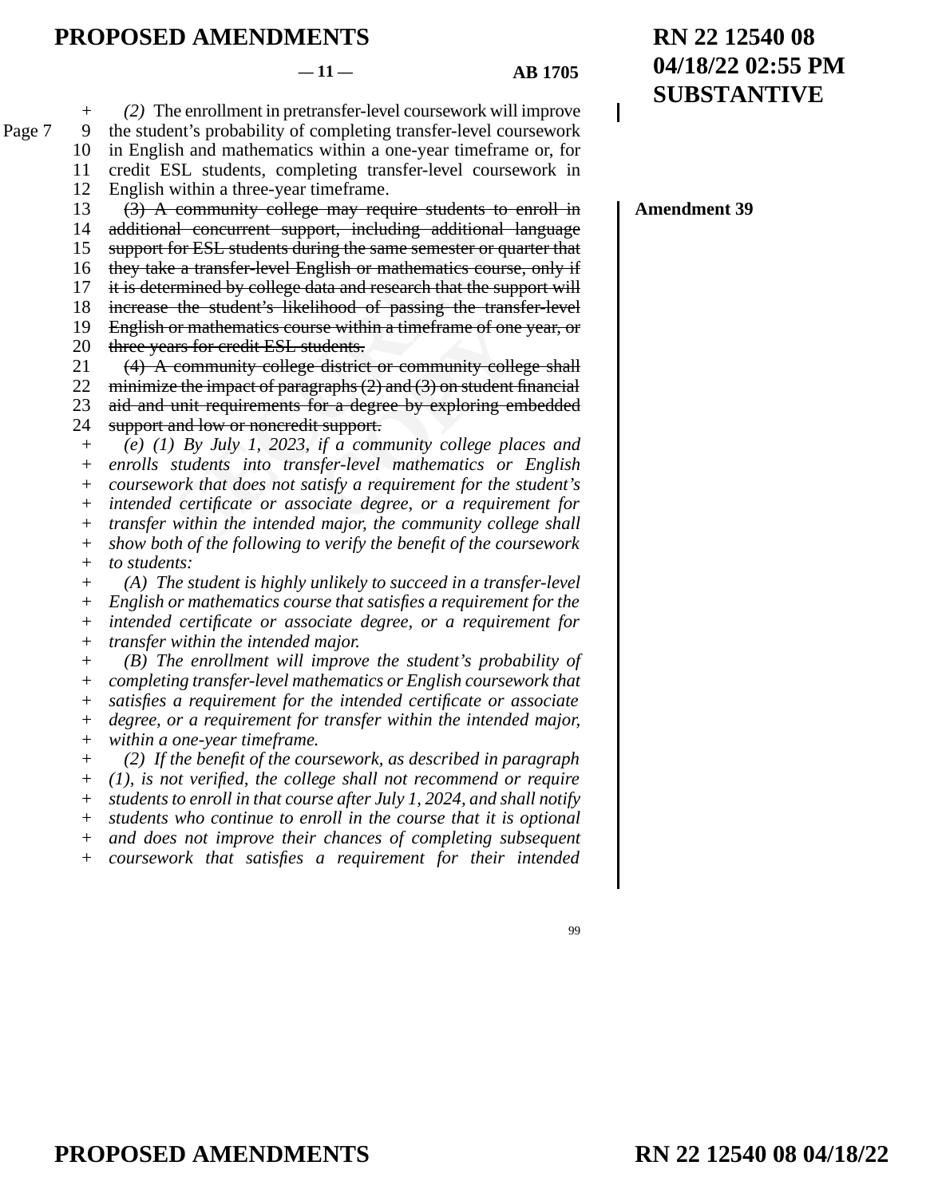(2) The enrollment in pretransfer-level coursework will improve the student's probability of completing transfer-level coursework in English and mathematics within a one-year timeframe or, for credit ESL students, completing transfer-level coursework in English within a three-year timeframe.

**Amendment 39**

~~(3) A community college may require students to enroll in additional concurrent support, including additional language support for ESL students during the same semester or quarter that they take a transfer-level English or mathematics course, only if it is determined by college data and research that the support will increase the student's likelihood of passing the transfer-level English or mathematics course within a timeframe of one year, or three years for credit ESL students.~~

~~(4) A community college district or community college shall minimize the impact of paragraphs (2) and (3) on student financial aid and unit requirements for a degree by exploring embedded support and low or noncredit support.~~

*(e) (1) By July 1, 2023, if a community college places and enrolls students into transfer-level mathematics or English coursework that does not satisfy a requirement for the student's intended certificate or associate degree, or a requirement for transfer within the intended major, the community college shall show both of the following to verify the benefit of the coursework to students:*

*(A) The student is highly unlikely to succeed in a transfer-level English or mathematics course that satisfies a requirement for the intended certificate or associate degree, or a requirement for transfer within the intended major.*

*(B) The enrollment will improve the student's probability of completing transfer-level mathematics or English coursework that satisfies a requirement for the intended certificate or associate degree, or a requirement for transfer within the intended major, within a one-year timeframe.*

*(2) If the benefit of the coursework, as described in paragraph (1), is not verified, the college shall not recommend or require students to enroll in that course after July 1, 2024, and shall notify students who continue to enroll in the course that it is optional and does not improve their chances of completing subsequent coursework that satisfies a requirement for their intended*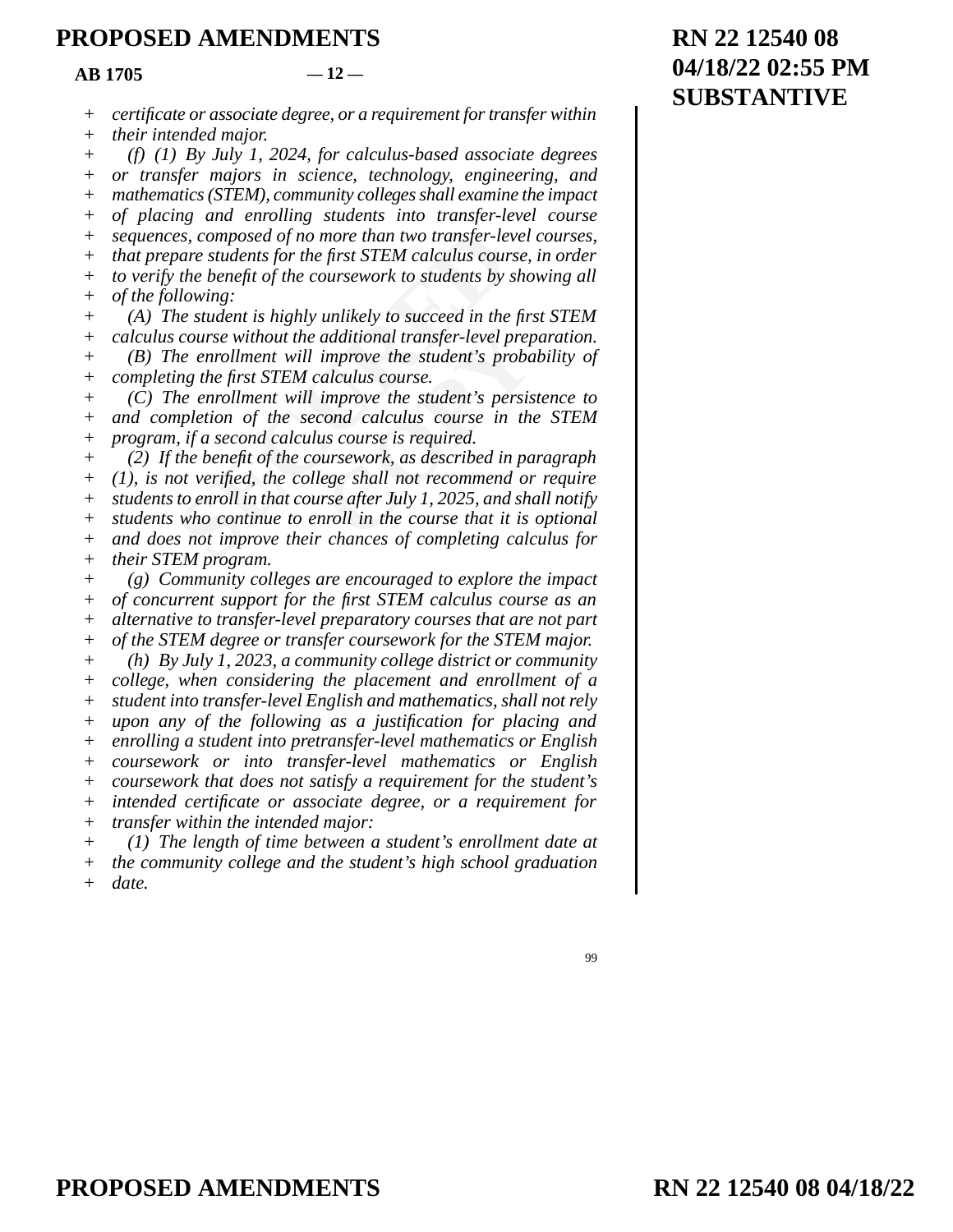*certificate or associate degree, or a requirement for transfer within their intended major.*

*(f) (1) By July 1, 2024, for calculus-based associate degrees or transfer majors in science, technology, engineering, and mathematics (STEM), community colleges shall examine the impact of placing and enrolling students into transfer-level course sequences, composed of no more than two transfer-level courses, that prepare students for the first STEM calculus course, in order to verify the benefit of the coursework to students by showing all of the following:*

*(A) The student is highly unlikely to succeed in the first STEM calculus course without the additional transfer-level preparation.*

*(B) The enrollment will improve the student's probability of completing the first STEM calculus course.*

*(C) The enrollment will improve the student's persistence to and completion of the second calculus course in the STEM program, if a second calculus course is required.*

*(2) If the benefit of the coursework, as described in paragraph (1), is not verified, the college shall not recommend or require students to enroll in that course after July 1, 2025, and shall notify students who continue to enroll in the course that it is optional and does not improve their chances of completing calculus for their STEM program.*

*(g) Community colleges are encouraged to explore the impact of concurrent support for the first STEM calculus course as an alternative to transfer-level preparatory courses that are not part of the STEM degree or transfer coursework for the STEM major.*

*(h) By July 1, 2023, a community college district or community college, when considering the placement and enrollment of a student into transfer-level English and mathematics, shall not rely upon any of the following as a justification for placing and enrolling a student into pretransfer-level mathematics or English coursework or into transfer-level mathematics or English coursework that does not satisfy a requirement for the student's intended certificate or associate degree, or a requirement for transfer within the intended major:*

*(1) The length of time between a student's enrollment date at the community college and the student's high school graduation date.*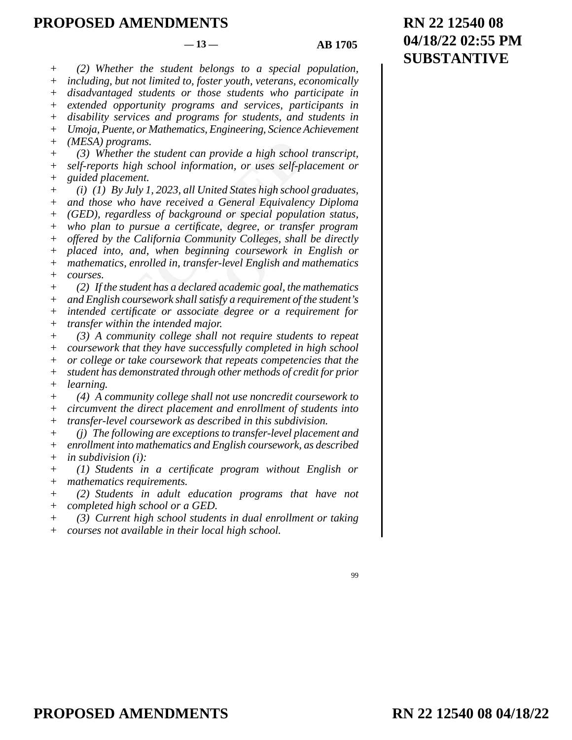+ *(2) Whether the student belongs to a special population, including, but not limited to, foster youth, veterans, economically disadvantaged students or those students who participate in extended opportunity programs and services, participants in disability services and programs for students, and students in Umoja, Puente, or Mathematics, Engineering, Science Achievement (MESA) programs.*

+ *(3) Whether the student can provide a high school transcript, self-reports high school information, or uses self-placement or guided placement.*

+ *(i) (1) By July 1, 2023, all United States high school graduates, and those who have received a General Equivalency Diploma (GED), regardless of background or special population status, who plan to pursue a certificate, degree, or transfer program offered by the California Community Colleges, shall be directly placed into, and, when beginning coursework in English or mathematics, enrolled in, transfer-level English and mathematics courses.*

+ *(2) If the student has a declared academic goal, the mathematics and English coursework shall satisfy a requirement of the student's intended certificate or associate degree or a requirement for transfer within the intended major.*

+ *(3) A community college shall not require students to repeat coursework that they have successfully completed in high school or college or take coursework that repeats competencies that the student has demonstrated through other methods of credit for prior learning.*

+ *(4) A community college shall not use noncredit coursework to circumvent the direct placement and enrollment of students into transfer-level coursework as described in this subdivision.*

+ *(j) The following are exceptions to transfer-level placement and enrollment into mathematics and English coursework, as described in subdivision (i):*

+ *(1) Students in a certificate program without English or mathematics requirements.*

+ *(2) Students in adult education programs that have not completed high school or a GED.*

+ *(3) Current high school students in dual enrollment or taking courses not available in their local high school.*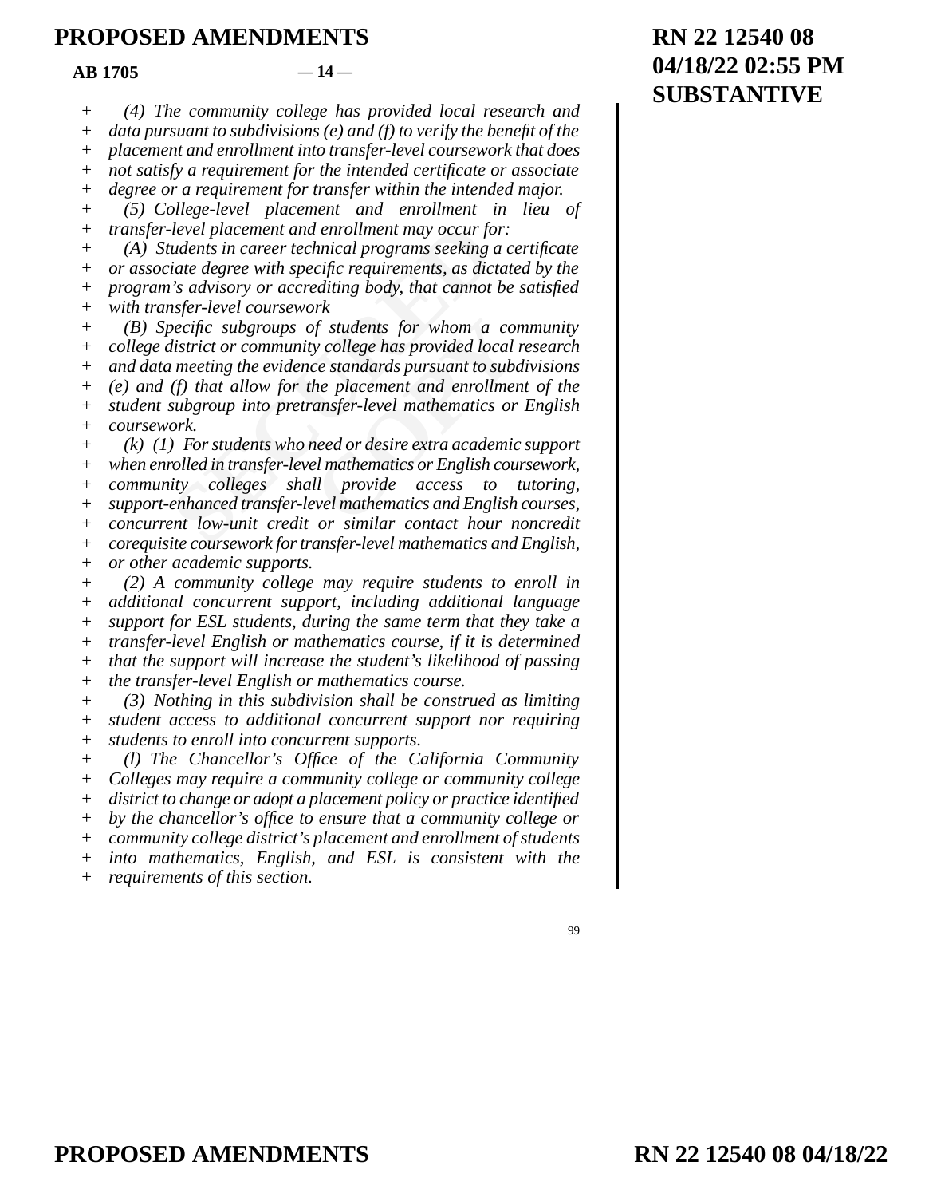*(4) The community college has provided local research and data pursuant to subdivisions (e) and (f) to verify the benefit of the placement and enrollment into transfer-level coursework that does not satisfy a requirement for the intended certificate or associate degree or a requirement for transfer within the intended major.*

*(5) College-level placement and enrollment in lieu of transfer-level placement and enrollment may occur for:*

*(A) Students in career technical programs seeking a certificate or associate degree with specific requirements, as dictated by the program's advisory or accrediting body, that cannot be satisfied with transfer-level coursework*

*(B) Specific subgroups of students for whom a community college district or community college has provided local research and data meeting the evidence standards pursuant to subdivisions (e) and (f) that allow for the placement and enrollment of the student subgroup into pretransfer-level mathematics or English coursework.*

*(k) (1) For students who need or desire extra academic support when enrolled in transfer-level mathematics or English coursework, community colleges shall provide access to tutoring, support-enhanced transfer-level mathematics and English courses, concurrent low-unit credit or similar contact hour noncredit corequisite coursework for transfer-level mathematics and English, or other academic supports.*

*(2) A community college may require students to enroll in additional concurrent support, including additional language support for ESL students, during the same term that they take a transfer-level English or mathematics course, if it is determined that the support will increase the student's likelihood of passing the transfer-level English or mathematics course.*

*(3) Nothing in this subdivision shall be construed as limiting student access to additional concurrent support nor requiring students to enroll into concurrent supports.*

*(l) The Chancellor's Office of the California Community Colleges may require a community college or community college district to change or adopt a placement policy or practice identified by the chancellor's office to ensure that a community college or community college district's placement and enrollment of students into mathematics, English, and ESL is consistent with the requirements of this section.*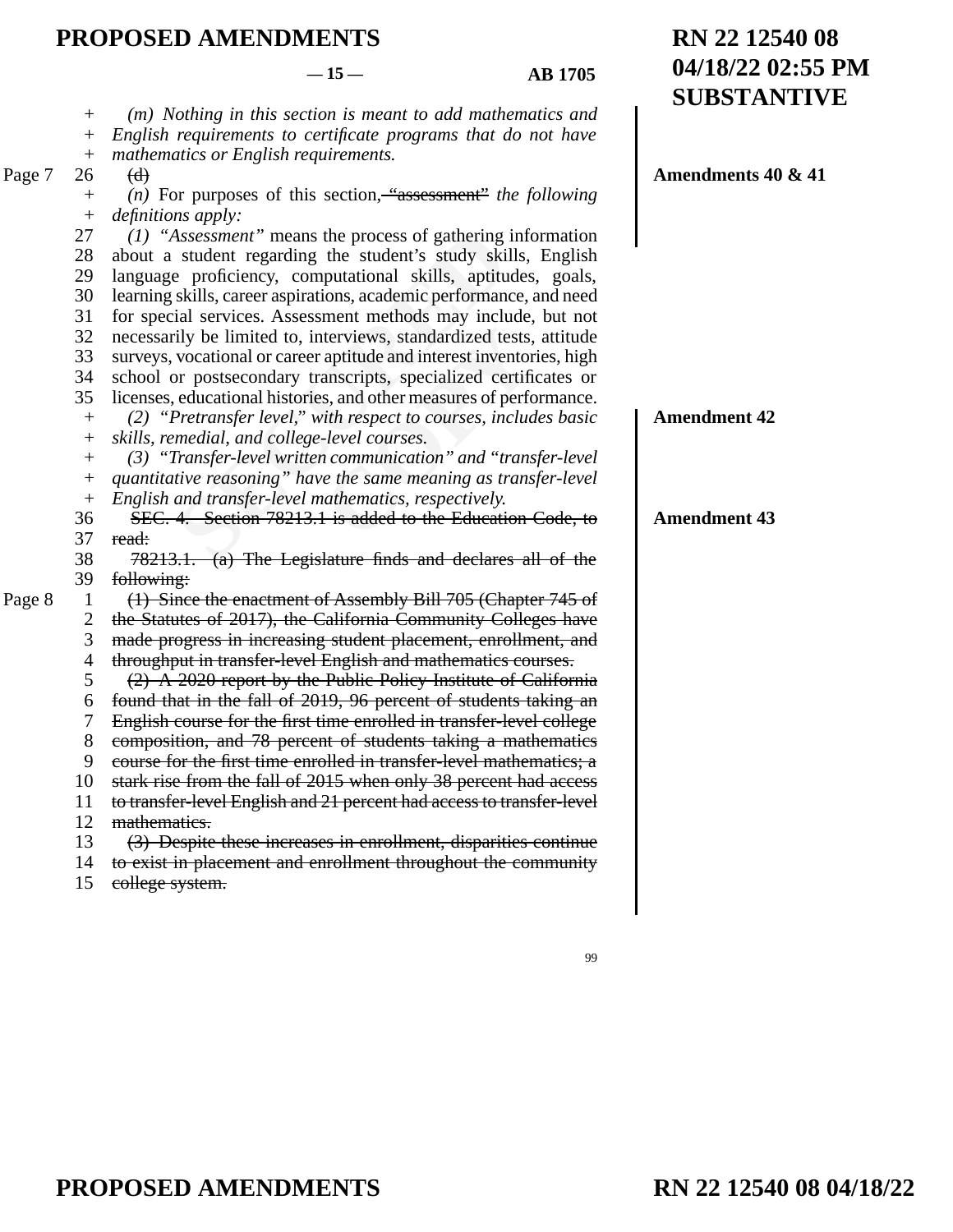# PROPOSED AMENDMENTS

**RN 22 12540 08**
**04/18/22 02:55 PM**
**SUBSTANTIVE**

— 15 — AB 1705

+ *(m) Nothing in this section is meant to add mathematics and*
+ *English requirements to certificate programs that do not have*
+ *mathematics or English requirements.*

Page 7 26 ~~(d)~~ **Amendments 40 & 41**

+ *(n)* For purposes of this section, ~~"assessment"~~ *the following*
+ *definitions apply:*

27 *(1)* "Assessment" means the process of gathering information
28 about a student regarding the student's study skills, English
29 language proficiency, computational skills, aptitudes, goals,
30 learning skills, career aspirations, academic performance, and need
31 for special services. Assessment methods may include, but not
32 necessarily be limited to, interviews, standardized tests, attitude
33 surveys, vocational or career aptitude and interest inventories, high
34 school or postsecondary transcripts, specialized certificates or
35 licenses, educational histories, and other measures of performance.

+ *(2) "Pretransfer level," with respect to courses, includes basic* **Amendment 42**
+ *skills, remedial, and college-level courses.*
+ *(3) "Transfer-level written communication" and "transfer-level*
+ *quantitative reasoning" have the same meaning as transfer-level*
+ *English and transfer-level mathematics, respectively.*

36 ~~SEC. 4. Section 78213.1 is added to the Education Code, to~~ **Amendment 43**
37 ~~read:~~
38 ~~78213.1. (a) The Legislature finds and declares all of the~~
39 ~~following:~~

Page 8 1 ~~(1) Since the enactment of Assembly Bill 705 (Chapter 745 of~~
2 ~~the Statutes of 2017), the California Community Colleges have~~
3 ~~made progress in increasing student placement, enrollment, and~~
4 ~~throughput in transfer-level English and mathematics courses.~~
5 ~~(2) A 2020 report by the Public Policy Institute of California~~
6 ~~found that in the fall of 2019, 96 percent of students taking an~~
7 ~~English course for the first time enrolled in transfer-level college~~
8 ~~composition, and 78 percent of students taking a mathematics~~
9 ~~course for the first time enrolled in transfer-level mathematics; a~~
10 ~~stark rise from the fall of 2015 when only 38 percent had access~~
11 ~~to transfer-level English and 21 percent had access to transfer-level~~
12 ~~mathematics.~~
13 ~~(3) Despite these increases in enrollment, disparities continue~~
14 ~~to exist in placement and enrollment throughout the community~~
15 ~~college system.~~

99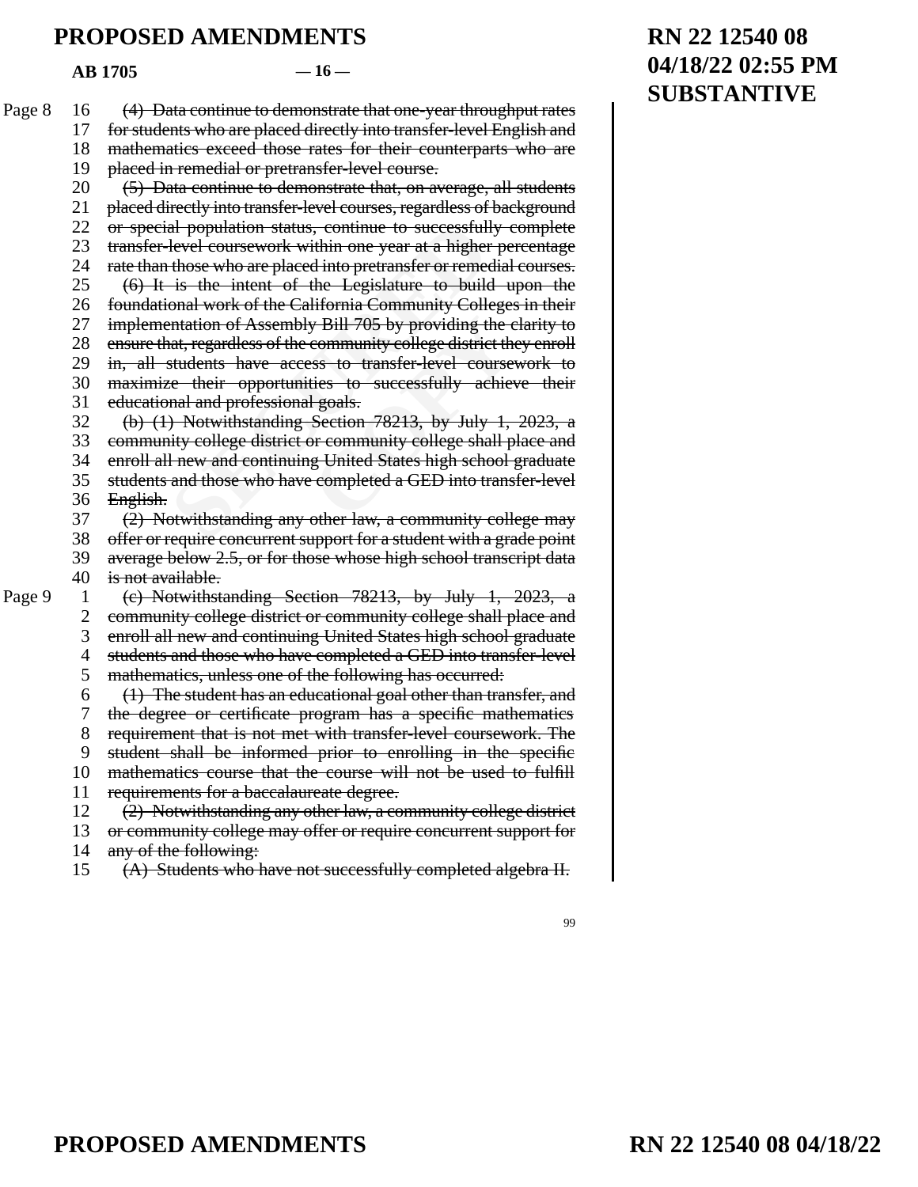~~(4) Data continue to demonstrate that one-year throughput rates for students who are placed directly into transfer-level English and mathematics exceed those rates for their counterparts who are placed in remedial or pretransfer-level course.~~

~~(5) Data continue to demonstrate that, on average, all students placed directly into transfer-level courses, regardless of background or special population status, continue to successfully complete transfer-level coursework within one year at a higher percentage rate than those who are placed into pretransfer or remedial courses.~~

~~(6) It is the intent of the Legislature to build upon the foundational work of the California Community Colleges in their implementation of Assembly Bill 705 by providing the clarity to ensure that, regardless of the community college district they enroll in, all students have access to transfer-level coursework to maximize their opportunities to successfully achieve their educational and professional goals.~~

~~(b) (1) Notwithstanding Section 78213, by July 1, 2023, a community college district or community college shall place and enroll all new and continuing United States high school graduate students and those who have completed a GED into transfer-level English.~~

~~(2) Notwithstanding any other law, a community college may offer or require concurrent support for a student with a grade point average below 2.5, or for those whose high school transcript data is not available.~~

~~(c) Notwithstanding Section 78213, by July 1, 2023, a community college district or community college shall place and enroll all new and continuing United States high school graduate students and those who have completed a GED into transfer-level mathematics, unless one of the following has occurred:~~

~~(1) The student has an educational goal other than transfer, and the degree or certificate program has a specific mathematics requirement that is not met with transfer-level coursework. The student shall be informed prior to enrolling in the specific mathematics course that the course will not be used to fulfill requirements for a baccalaureate degree.~~

~~(2) Notwithstanding any other law, a community college district or community college may offer or require concurrent support for any of the following:~~

~~(A) Students who have not successfully completed algebra II.~~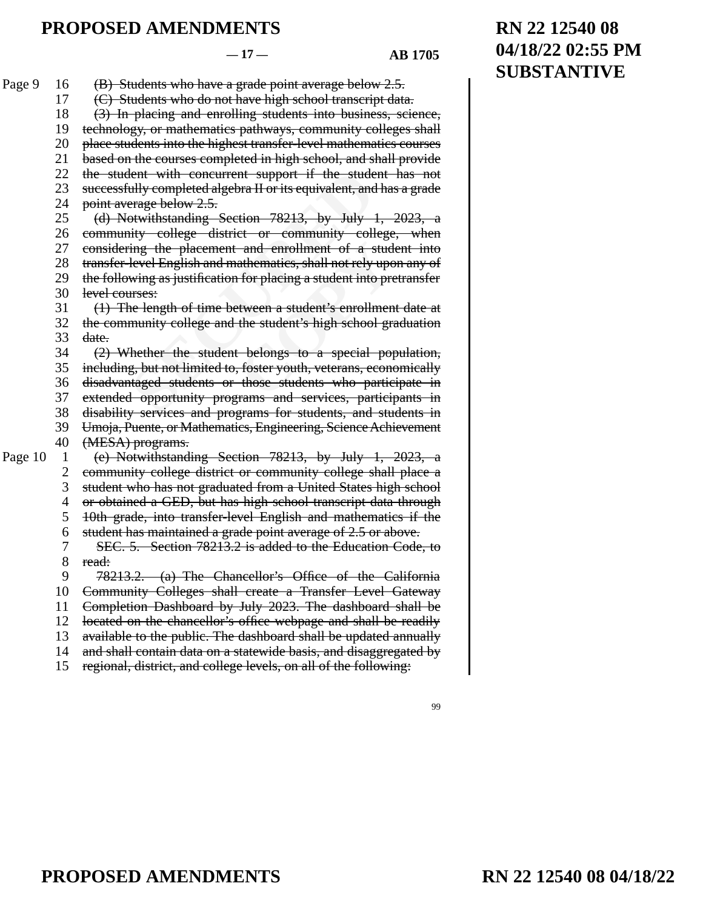# PROPOSED AMENDMENTS

**RN 22 12540 08**
**04/18/22 02:55 PM**
**SUBSTANTIVE**

Page 9

16 ~~(B) Students who have a grade point average below 2.5.~~
17 ~~(C) Students who do not have high school transcript data.~~
18 ~~(3) In placing and enrolling students into business, science,~~
19 ~~technology, or mathematics pathways, community colleges shall~~
20 ~~place students into the highest transfer-level mathematics courses~~
21 ~~based on the courses completed in high school, and shall provide~~
22 ~~the student with concurrent support if the student has not~~
23 ~~successfully completed algebra II or its equivalent, and has a grade~~
24 ~~point average below 2.5.~~
25 ~~(d) Notwithstanding Section 78213, by July 1, 2023, a~~
26 ~~community college district or community college, when~~
27 ~~considering the placement and enrollment of a student into~~
28 ~~transfer-level English and mathematics, shall not rely upon any of~~
29 ~~the following as justification for placing a student into pretransfer~~
30 ~~level courses:~~
31 ~~(1) The length of time between a student's enrollment date at~~
32 ~~the community college and the student's high school graduation~~
33 ~~date.~~
34 ~~(2) Whether the student belongs to a special population,~~
35 ~~including, but not limited to, foster youth, veterans, economically~~
36 ~~disadvantaged students or those students who participate in~~
37 ~~extended opportunity programs and services, participants in~~
38 ~~disability services and programs for students, and students in~~
39 ~~Umoja, Puente, or Mathematics, Engineering, Science Achievement~~
40 ~~(MESA) programs.~~

Page 10

1 ~~(e) Notwithstanding Section 78213, by July 1, 2023, a~~
2 ~~community college district or community college shall place a~~
3 ~~student who has not graduated from a United States high school~~
4 ~~or obtained a GED, but has high school transcript data through~~
5 ~~10th grade, into transfer-level English and mathematics if the~~
6 ~~student has maintained a grade point average of 2.5 or above.~~
7 ~~SEC. 5. Section 78213.2 is added to the Education Code, to~~
8 ~~read:~~
9 ~~78213.2. (a) The Chancellor's Office of the California~~
10 ~~Community Colleges shall create a Transfer Level Gateway~~
11 ~~Completion Dashboard by July 2023. The dashboard shall be~~
12 ~~located on the chancellor's office webpage and shall be readily~~
13 ~~available to the public. The dashboard shall be updated annually~~
14 ~~and shall contain data on a statewide basis, and disaggregated by~~
15 ~~regional, district, and college levels, on all of the following:~~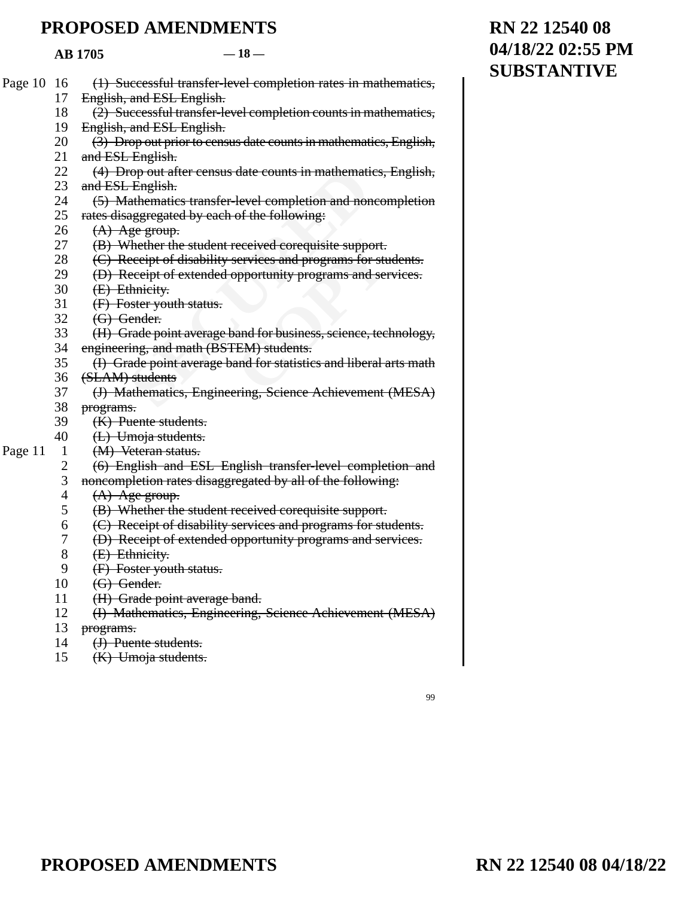~~(1) Successful transfer-level completion rates in mathematics, English, and ESL English.~~

~~(2) Successful transfer-level completion counts in mathematics, English, and ESL English.~~

~~(3) Drop out prior to census date counts in mathematics, English, and ESL English.~~

~~(4) Drop out after census date counts in mathematics, English, and ESL English.~~

~~(5) Mathematics transfer-level completion and noncompletion rates disaggregated by each of the following:~~

~~(A) Age group.~~

~~(B) Whether the student received corequisite support.~~

~~(C) Receipt of disability services and programs for students.~~

~~(D) Receipt of extended opportunity programs and services.~~

~~(E) Ethnicity.~~

~~(F) Foster youth status.~~

~~(G) Gender.~~

~~(H) Grade point average band for business, science, technology, engineering, and math (BSTEM) students.~~

~~(I) Grade point average band for statistics and liberal arts math (SLAM) students~~

~~(J) Mathematics, Engineering, Science Achievement (MESA) programs.~~

~~(K) Puente students.~~

~~(L) Umoja students.~~

~~(M) Veteran status.~~

~~(6) English and ESL English transfer-level completion and noncompletion rates disaggregated by all of the following:~~

~~(A) Age group.~~

~~(B) Whether the student received corequisite support.~~

~~(C) Receipt of disability services and programs for students.~~

~~(D) Receipt of extended opportunity programs and services.~~

~~(E) Ethnicity.~~

~~(F) Foster youth status.~~

~~(G) Gender.~~

~~(H) Grade point average band.~~

~~(I) Mathematics, Engineering, Science Achievement (MESA) programs.~~

~~(J) Puente students.~~

~~(K) Umoja students.~~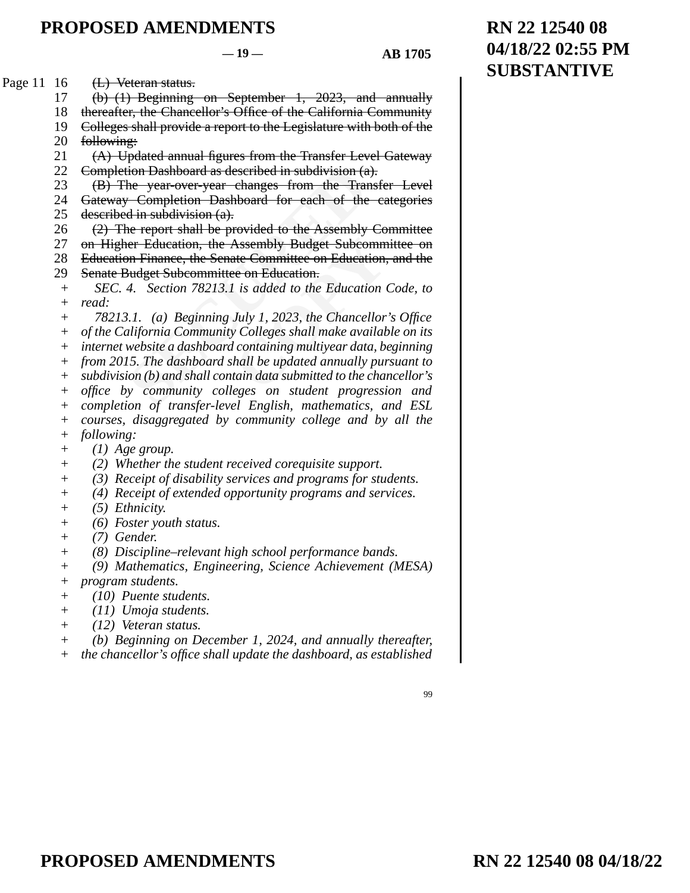~~(L) Veteran status.~~

~~(b) (1) Beginning on September 1, 2023, and annually thereafter, the Chancellor's Office of the California Community Colleges shall provide a report to the Legislature with both of the following:~~

~~(A) Updated annual figures from the Transfer Level Gateway Completion Dashboard as described in subdivision (a).~~

~~(B) The year-over-year changes from the Transfer Level Gateway Completion Dashboard for each of the categories described in subdivision (a).~~

~~(2) The report shall be provided to the Assembly Committee on Higher Education, the Assembly Budget Subcommittee on Education Finance, the Senate Committee on Education, and the Senate Budget Subcommittee on Education.~~

*SEC. 4. Section 78213.1 is added to the Education Code, to read:*

*78213.1. (a) Beginning July 1, 2023, the Chancellor's Office of the California Community Colleges shall make available on its internet website a dashboard containing multiyear data, beginning from 2015. The dashboard shall be updated annually pursuant to subdivision (b) and shall contain data submitted to the chancellor's office by community colleges on student progression and completion of transfer-level English, mathematics, and ESL courses, disaggregated by community college and by all the following:*

*(1) Age group.*

*(2) Whether the student received corequisite support.*

*(3) Receipt of disability services and programs for students.*

*(4) Receipt of extended opportunity programs and services.*

*(5) Ethnicity.*

*(6) Foster youth status.*

*(7) Gender.*

*(8) Discipline–relevant high school performance bands.*

*(9) Mathematics, Engineering, Science Achievement (MESA) program students.*

*(10) Puente students.*

*(11) Umoja students.*

*(12) Veteran status.*

*(b) Beginning on December 1, 2024, and annually thereafter, the chancellor's office shall update the dashboard, as established*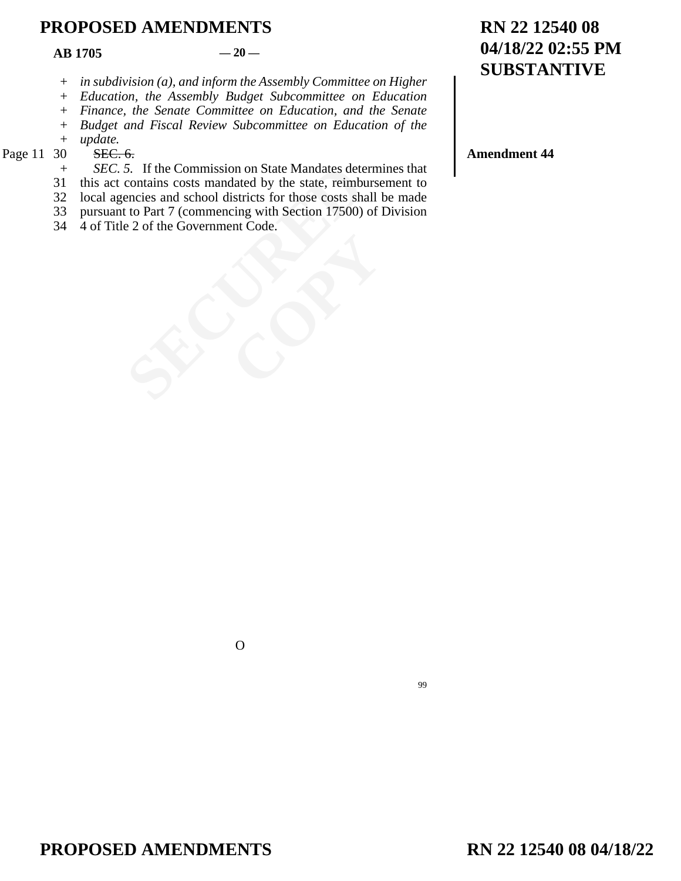+ *in subdivision (a), and inform the Assembly Committee on Higher*
+ *Education, the Assembly Budget Subcommittee on Education*
+ *Finance, the Senate Committee on Education, and the Senate*
+ *Budget and Fiscal Review Subcommittee on Education of the*
+ *update.*

Page 11 30 ~~SEC. 6.~~

**Amendment 44**

+ *SEC. 5.* If the Commission on State Mandates determines that
31 this act contains costs mandated by the state, reimbursement to
32 local agencies and school districts for those costs shall be made
33 pursuant to Part 7 (commencing with Section 17500) of Division
34 4 of Title 2 of the Government Code.

O